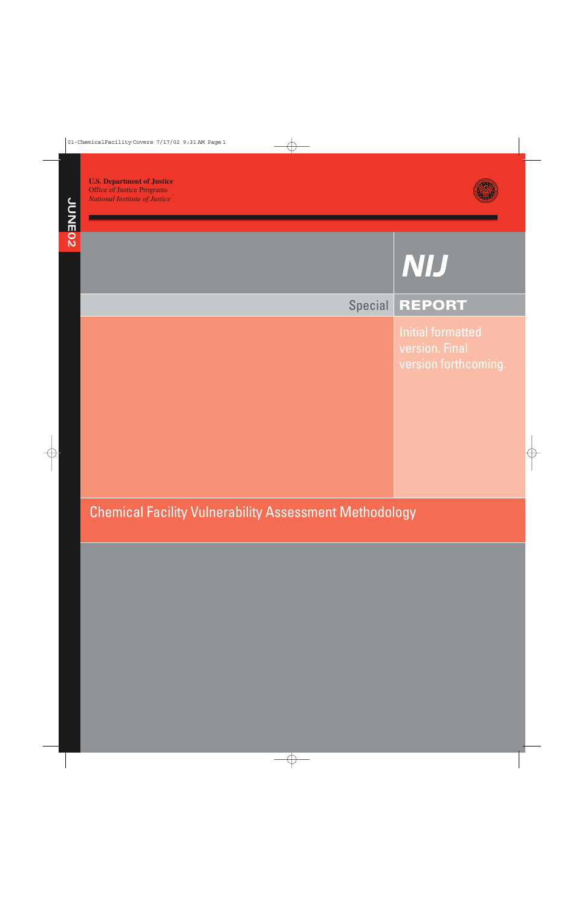**U.S. Department of Justice**
Office of Justice Programs
*National Institute of Justice*

JUNE 02

# NIJ

Special **REPORT**

Initial formatted version. Final version forthcoming.

## Chemical Facility Vulnerability Assessment Methodology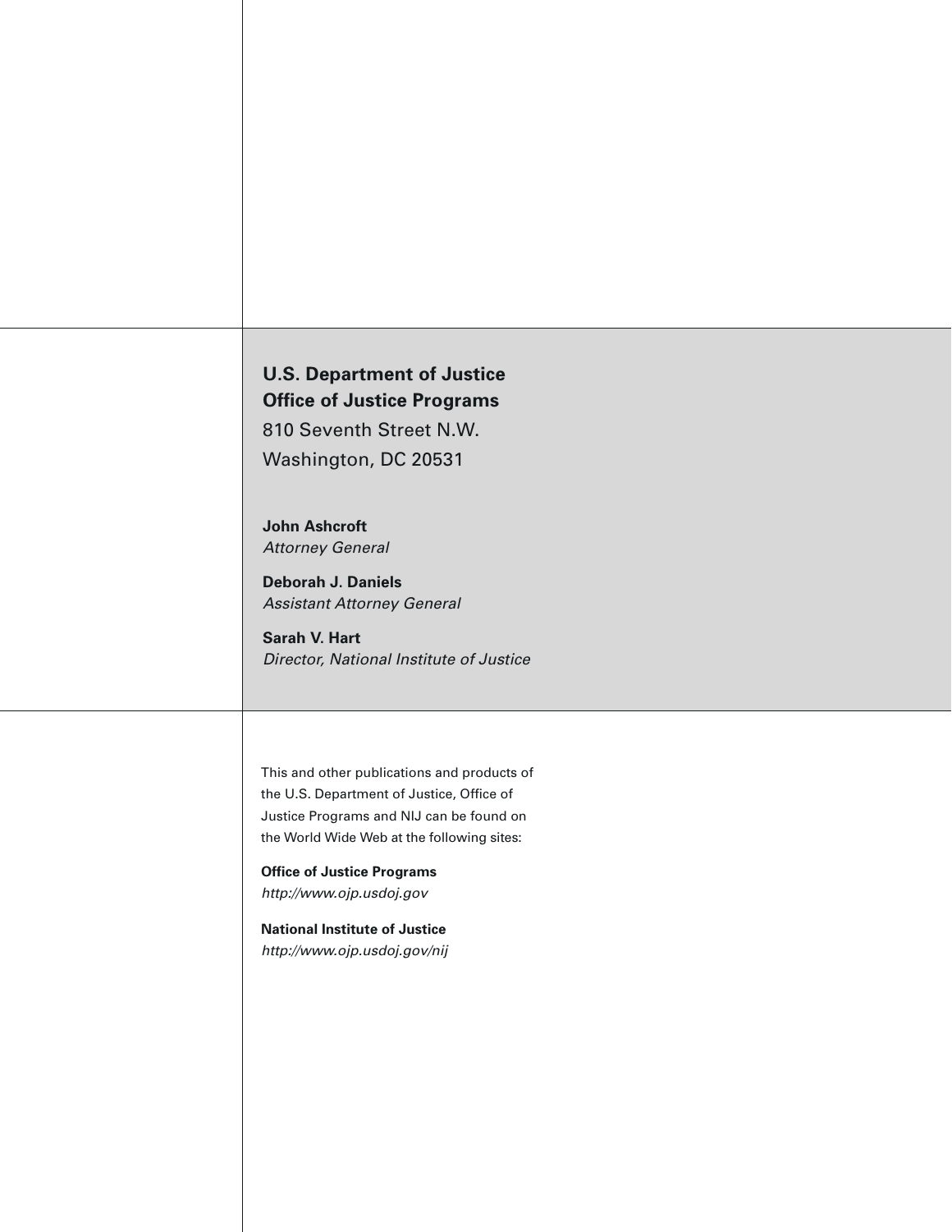**U.S. Department of Justice**
**Office of Justice Programs**
810 Seventh Street N.W.
Washington, DC 20531

**John Ashcroft**
*Attorney General*

**Deborah J. Daniels**
*Assistant Attorney General*

**Sarah V. Hart**
*Director, National Institute of Justice*

This and other publications and products of the U.S. Department of Justice, Office of Justice Programs and NIJ can be found on the World Wide Web at the following sites:

**Office of Justice Programs**
*http://www.ojp.usdoj.gov*

**National Institute of Justice**
*http://www.ojp.usdoj.gov/nij*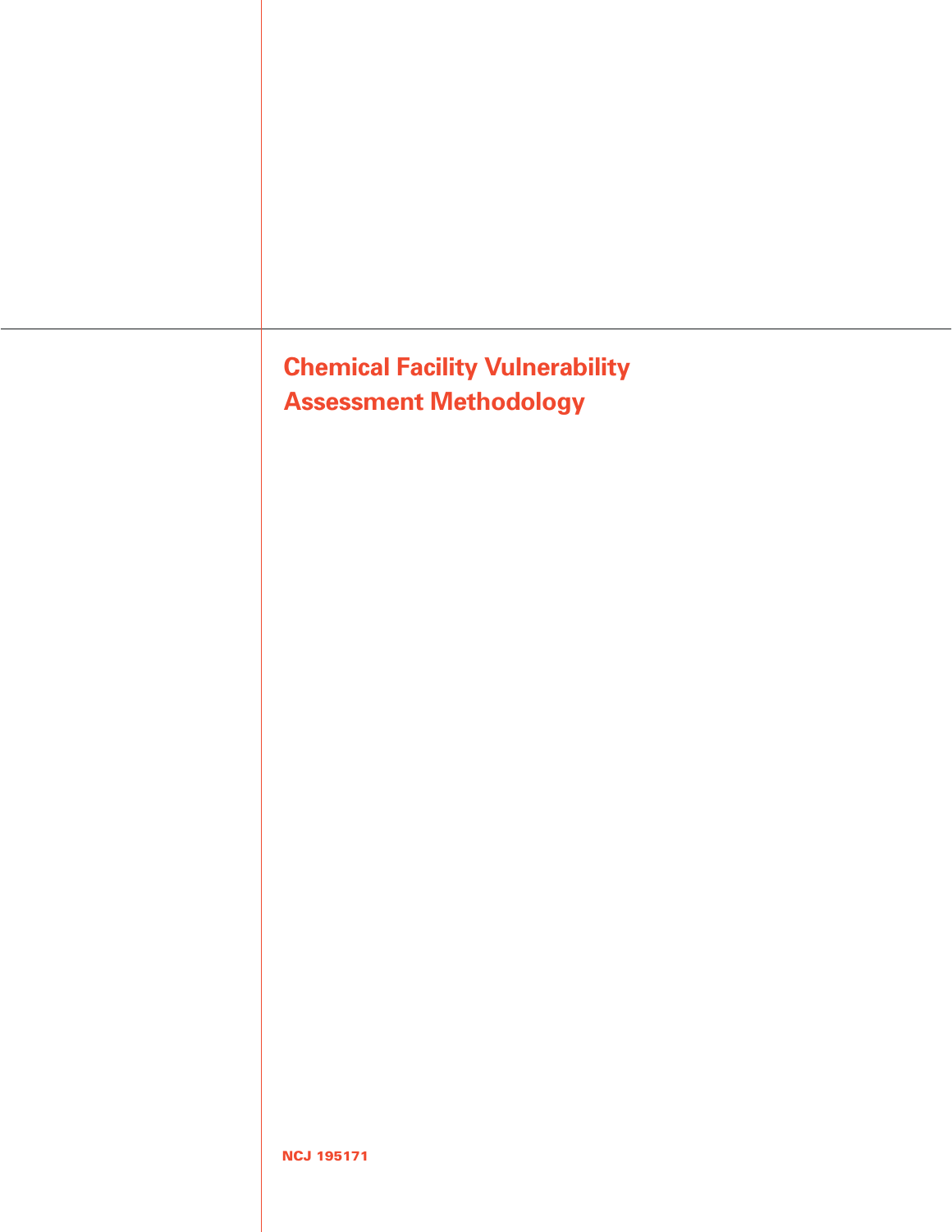# Chemical Facility Vulnerability Assessment Methodology

NCJ 195171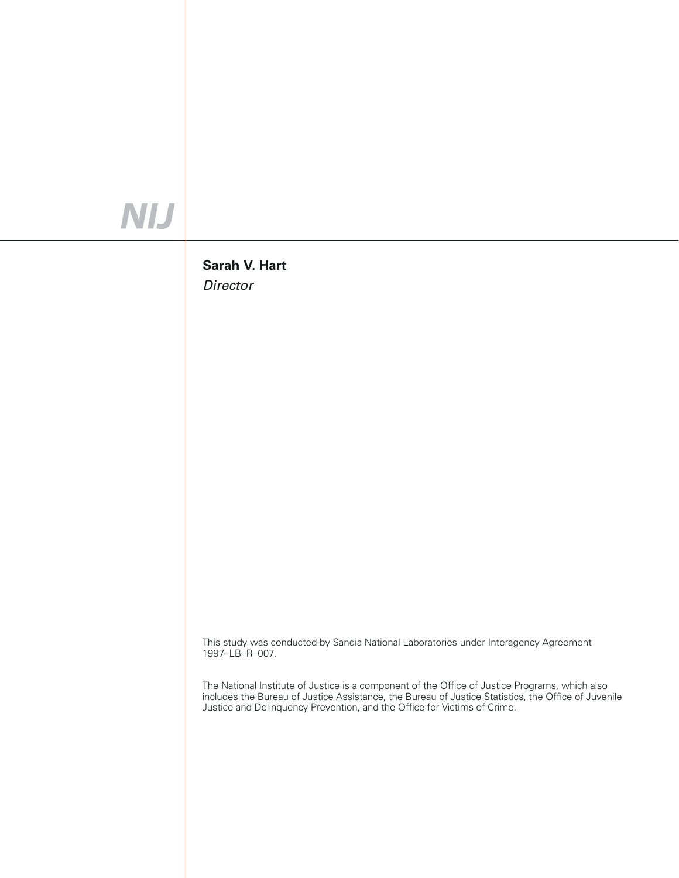NIJ

**Sarah V. Hart**

*Director*

This study was conducted by Sandia National Laboratories under Interagency Agreement 1997–LB–R–007.

The National Institute of Justice is a component of the Office of Justice Programs, which also includes the Bureau of Justice Assistance, the Bureau of Justice Statistics, the Office of Juvenile Justice and Delinquency Prevention, and the Office for Victims of Crime.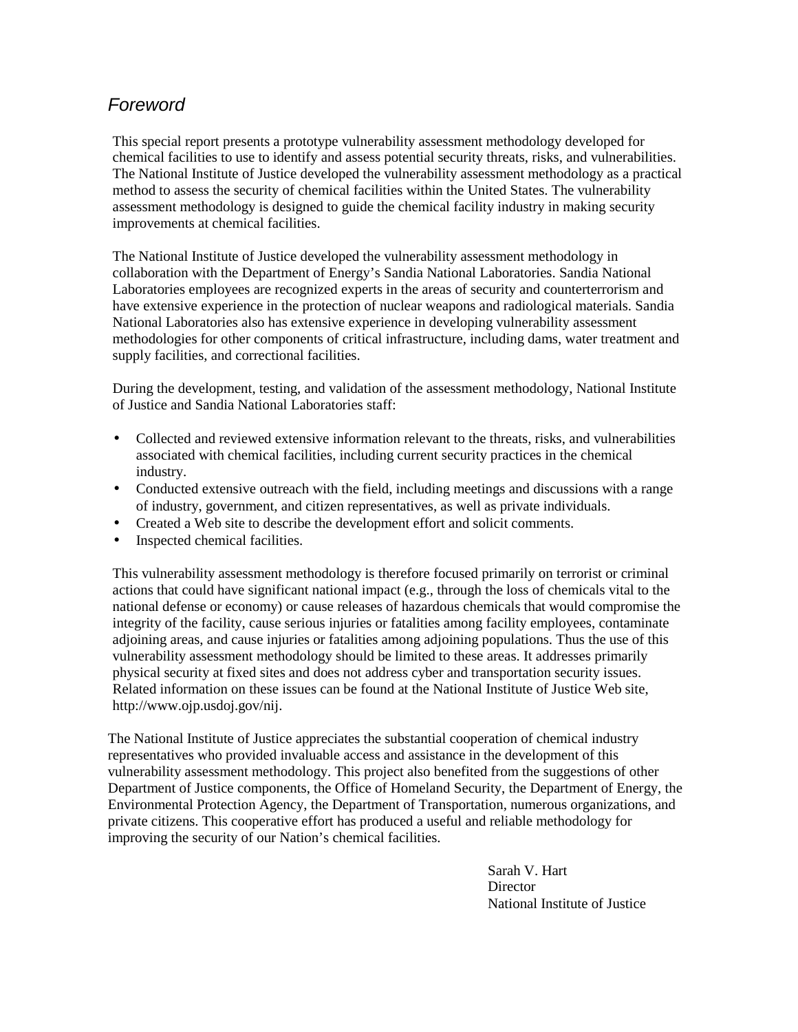# *Foreword*

This special report presents a prototype vulnerability assessment methodology developed for chemical facilities to use to identify and assess potential security threats, risks, and vulnerabilities. The National Institute of Justice developed the vulnerability assessment methodology as a practical method to assess the security of chemical facilities within the United States. The vulnerability assessment methodology is designed to guide the chemical facility industry in making security improvements at chemical facilities.

The National Institute of Justice developed the vulnerability assessment methodology in collaboration with the Department of Energy's Sandia National Laboratories. Sandia National Laboratories employees are recognized experts in the areas of security and counterterrorism and have extensive experience in the protection of nuclear weapons and radiological materials. Sandia National Laboratories also has extensive experience in developing vulnerability assessment methodologies for other components of critical infrastructure, including dams, water treatment and supply facilities, and correctional facilities.

During the development, testing, and validation of the assessment methodology, National Institute of Justice and Sandia National Laboratories staff:

- Collected and reviewed extensive information relevant to the threats, risks, and vulnerabilities associated with chemical facilities, including current security practices in the chemical industry.
- Conducted extensive outreach with the field, including meetings and discussions with a range of industry, government, and citizen representatives, as well as private individuals.
- Created a Web site to describe the development effort and solicit comments.
- Inspected chemical facilities.

This vulnerability assessment methodology is therefore focused primarily on terrorist or criminal actions that could have significant national impact (e.g., through the loss of chemicals vital to the national defense or economy) or cause releases of hazardous chemicals that would compromise the integrity of the facility, cause serious injuries or fatalities among facility employees, contaminate adjoining areas, and cause injuries or fatalities among adjoining populations. Thus the use of this vulnerability assessment methodology should be limited to these areas. It addresses primarily physical security at fixed sites and does not address cyber and transportation security issues. Related information on these issues can be found at the National Institute of Justice Web site, http://www.ojp.usdoj.gov/nij.

The National Institute of Justice appreciates the substantial cooperation of chemical industry representatives who provided invaluable access and assistance in the development of this vulnerability assessment methodology. This project also benefited from the suggestions of other Department of Justice components, the Office of Homeland Security, the Department of Energy, the Environmental Protection Agency, the Department of Transportation, numerous organizations, and private citizens. This cooperative effort has produced a useful and reliable methodology for improving the security of our Nation's chemical facilities.

Sarah V. Hart
Director
National Institute of Justice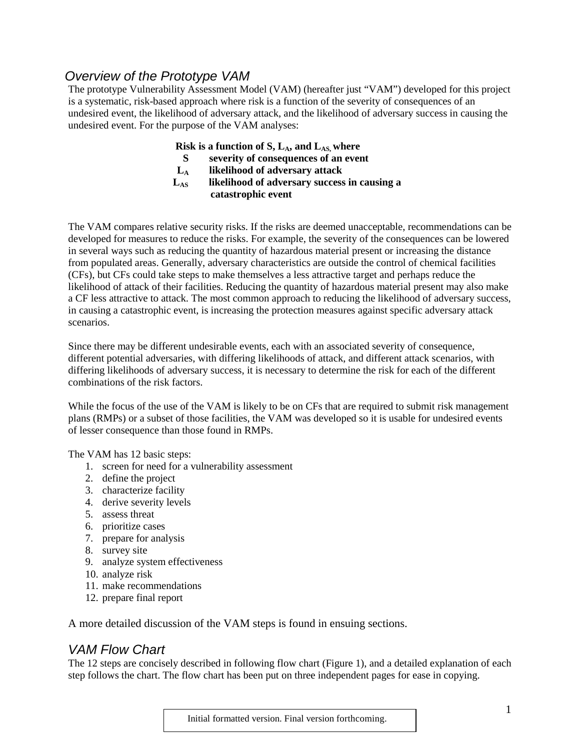## *Overview of the Prototype VAM*

The prototype Vulnerability Assessment Model (VAM) (hereafter just "VAM") developed for this project is a systematic, risk-based approach where risk is a function of the severity of consequences of an undesired event, the likelihood of adversary attack, and the likelihood of adversary success in causing the undesired event. For the purpose of the VAM analyses:

**Risk is a function of S, $L_A$, and $L_{AS}$, where**

| | |
|---|---|
| **S** | **severity of consequences of an event** |
| **$L_A$** | **likelihood of adversary attack** |
| **$L_{AS}$** | **likelihood of adversary success in causing a catastrophic event** |

The VAM compares relative security risks. If the risks are deemed unacceptable, recommendations can be developed for measures to reduce the risks. For example, the severity of the consequences can be lowered in several ways such as reducing the quantity of hazardous material present or increasing the distance from populated areas. Generally, adversary characteristics are outside the control of chemical facilities (CFs), but CFs could take steps to make themselves a less attractive target and perhaps reduce the likelihood of attack of their facilities. Reducing the quantity of hazardous material present may also make a CF less attractive to attack. The most common approach to reducing the likelihood of adversary success, in causing a catastrophic event, is increasing the protection measures against specific adversary attack scenarios.

Since there may be different undesirable events, each with an associated severity of consequence, different potential adversaries, with differing likelihoods of attack, and different attack scenarios, with differing likelihoods of adversary success, it is necessary to determine the risk for each of the different combinations of the risk factors.

While the focus of the use of the VAM is likely to be on CFs that are required to submit risk management plans (RMPs) or a subset of those facilities, the VAM was developed so it is usable for undesired events of lesser consequence than those found in RMPs.

The VAM has 12 basic steps:

1. screen for need for a vulnerability assessment
2. define the project
3. characterize facility
4. derive severity levels
5. assess threat
6. prioritize cases
7. prepare for analysis
8. survey site
9. analyze system effectiveness
10. analyze risk
11. make recommendations
12. prepare final report

A more detailed discussion of the VAM steps is found in ensuing sections.

## *VAM Flow Chart*

The 12 steps are concisely described in following flow chart (Figure 1), and a detailed explanation of each step follows the chart. The flow chart has been put on three independent pages for ease in copying.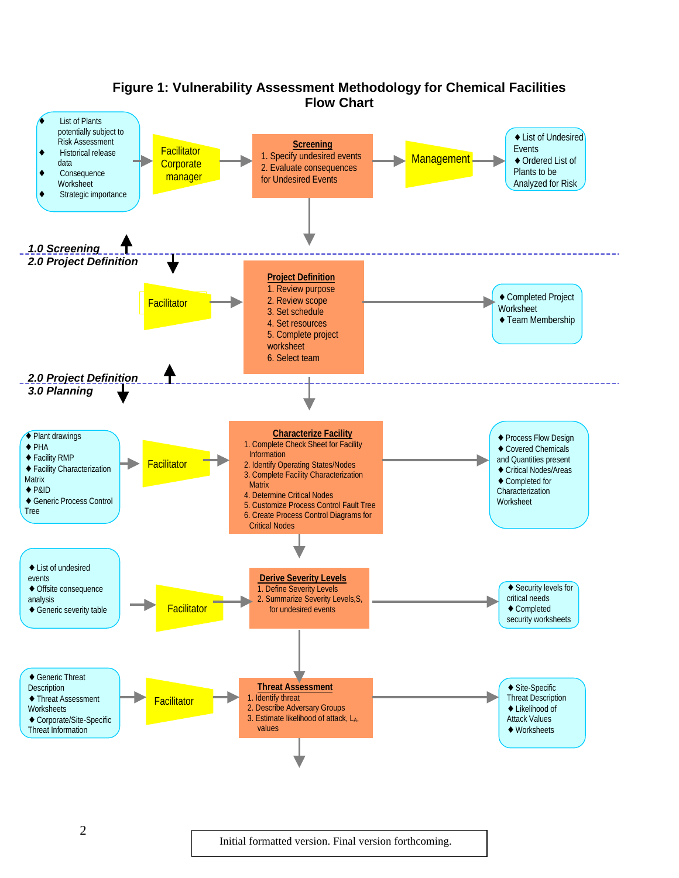# Figure 1: Vulnerability Assessment Methodology for Chemical Facilities Flow Chart

- List of Plants potentially subject to Risk Assessment
- Historical release data
- Consequence Worksheet
- Strategic importance

Facilitator Corporate manager

**Screening**
1. Specify undesired events
2. Evaluate consequences for Undesired Events

Management

- List of Undesired Events
- Ordered List of Plants to be Analyzed for Risk

***1.0 Screening***
***2.0 Project Definition***

Facilitator

**Project Definition**
1. Review purpose
2. Review scope
3. Set schedule
4. Set resources
5. Complete project worksheet
6. Select team

- Completed Project Worksheet
- Team Membership

***2.0 Project Definition***
***3.0 Planning***

- Plant drawings
- PHA
- Facility RMP
- Facility Characterization Matrix
- P&ID
- Generic Process Control Tree

Facilitator

**Characterize Facility**
1. Covered Check Sheet for Facility Information
2. Identify Operating States/Nodes
3. Complete Facility Characterization Matrix
4. Determine Critical Nodes
5. Customize Process Control Fault Tree
6. Create Process Control Diagrams for Critical Nodes

- Process Flow Design
- Covered Chemicals and Quantities present
- Critical Nodes/Areas
- Completed for Characterization Worksheet

- List of undesired events
- Offsite consequence analysis
- Generic severity table

Facilitator

**Derive Severity Levels**
1. Define Severity Levels
2. Summarize Severity Levels,S, for undesired events

- Security levels for critical needs
- Completed security worksheets

- Generic Threat Description
- Threat Assessment Worksheets
- Corporate/Site-Specific Threat Information

Facilitator

**Threat Assessment**
1. Identify threat
2. Describe Adversary Groups
3. Estimate likelihood of attack, $L_A$, values

- Site-Specific Threat Description
- Likelihood of Attack Values
- Worksheets

Initial formatted version. Final version forthcoming.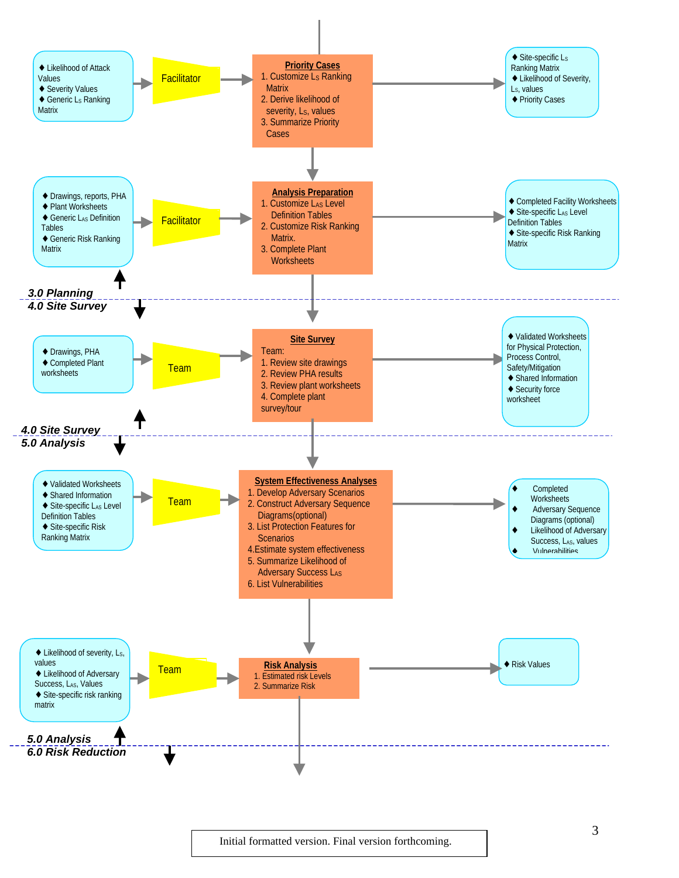**3.0 Planning**

♦ Likelihood of Attack Values
♦ Severity Values
♦ Generic $L_S$ Ranking Matrix

→ Facilitator →

**Priority Cases**

1. Customize $L_S$ Ranking Matrix
2. Derive likelihood of severity, $L_S$, values
3. Summarize Priority Cases

→

♦ Site-specific $L_S$ Ranking Matrix
♦ Likelihood of Severity, $L_S$, values
♦ Priority Cases

♦ Drawings, reports, PHA
♦ Plant Worksheets
♦ Generic $L_{AS}$ Definition Tables
♦ Generic Risk Ranking Matrix

→ Facilitator →

**Analysis Preparation**

1. Customize $L_{AS}$ Level Definition Tables
2. Customize Risk Ranking Matrix.
3. Complete Plant Worksheets

→

♦ Completed Facility Worksheets
♦ Site-specific $L_{AS}$ Level Definition Tables
♦ Site-specific Risk Ranking Matrix

**3.0 Planning**
**4.0 Site Survey**

♦ Drawings, PHA
♦ Completed Plant worksheets

→ Team →

**Site Survey**

Team:

1. Review site drawings
2. Review PHA results
3. Review plant worksheets
4. Complete plant survey/tour

→

♦ Validated Worksheets for Physical Protection, Process Control, Safety/Mitigation
♦ Shared Information
♦ Security force worksheet

**4.0 Site Survey**
**5.0 Analysis**

♦ Validated Worksheets
♦ Shared Information
♦ Site-specific $L_{AS}$ Level Definition Tables
♦ Site-specific Risk Ranking Matrix

→ Team →

**System Effectiveness Analyses**

1. Develop Adversary Scenarios
2. Construct Adversary Sequence Diagrams(optional)
3. List Protection Features for Scenarios
4. Estimate system effectiveness
5. Summarize Likelihood of Adversary Success $L_{AS}$
6. List Vulnerabilities

→

♦ Completed Worksheets
♦ Adversary Sequence Diagrams (optional)
♦ Likelihood of Adversary Success, $L_{AS}$, values
♦ Vulnerabilities

♦ Likelihood of severity, $L_S$, values
♦ Likelihood of Adversary Success, $L_{AS}$, Values
♦ Site-specific risk ranking matrix

→ Team →

**Risk Analysis**

1. Estimated risk Levels
2. Summarize Risk

→

♦ Risk Values

**5.0 Analysis**
**6.0 Risk Reduction**

Initial formatted version. Final version forthcoming.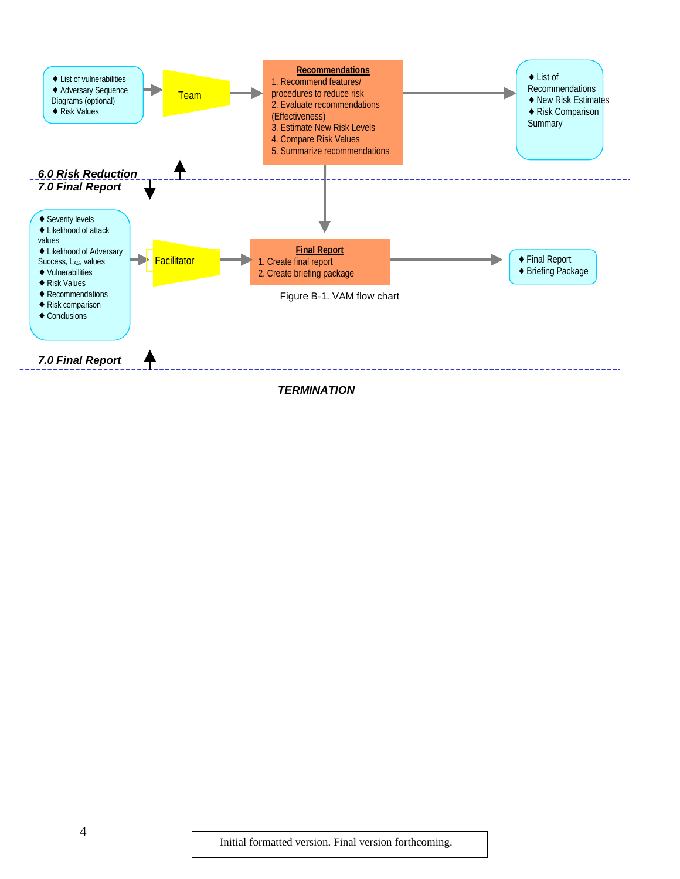♦ List of vulnerabilities
♦ Adversary Sequence Diagrams (optional)
♦ Risk Values

Team

**Recommendations**
1. Recommend features/ procedures to reduce risk
2. Evaluate recommendations (Effectiveness)
3. Estimate New Risk Levels
4. Compare Risk Values
5. Summarize recommendations

♦ List of Recommendations
♦ New Risk Estimates
♦ Risk Comparison Summary

***6.0 Risk Reduction***

***7.0 Final Report***

♦ Severity levels
♦ Likelihood of attack values
♦ Likelihood of Adversary Success, $L_{AS}$, values
♦ Vulnerabilities
♦ Risk Values
♦ Recommendations
♦ Risk comparison
♦ Conclusions

Facilitator

**Final Report**
1. Create final report
2. Create briefing package

♦ Final Report
♦ Briefing Package

Figure B-1. VAM flow chart

***7.0 Final Report***

***TERMINATION***

Initial formatted version. Final version forthcoming.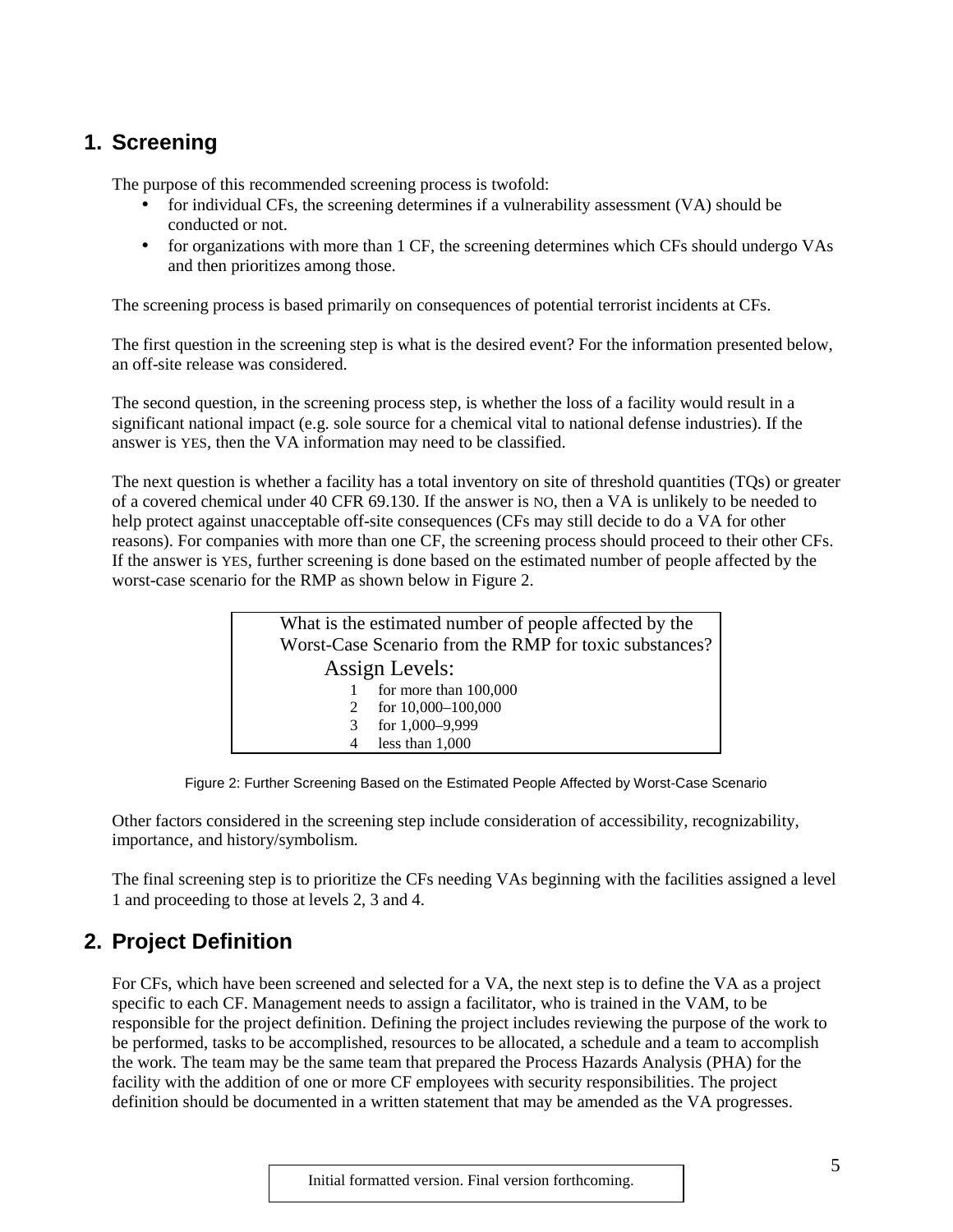## 1. Screening

The purpose of this recommended screening process is twofold:

- for individual CFs, the screening determines if a vulnerability assessment (VA) should be conducted or not.
- for organizations with more than 1 CF, the screening determines which CFs should undergo VAs and then prioritizes among those.

The screening process is based primarily on consequences of potential terrorist incidents at CFs.

The first question in the screening step is what is the desired event? For the information presented below, an off-site release was considered.

The second question, in the screening process step, is whether the loss of a facility would result in a significant national impact (e.g. sole source for a chemical vital to national defense industries). If the answer is YES, then the VA information may need to be classified.

The next question is whether a facility has a total inventory on site of threshold quantities (TQs) or greater of a covered chemical under 40 CFR 69.130. If the answer is NO, then a VA is unlikely to be needed to help protect against unacceptable off-site consequences (CFs may still decide to do a VA for other reasons). For companies with more than one CF, the screening process should proceed to their other CFs. If the answer is YES, further screening is done based on the estimated number of people affected by the worst-case scenario for the RMP as shown below in Figure 2.

What is the estimated number of people affected by the Worst-Case Scenario from the RMP for toxic substances?

Assign Levels:

1 for more than 100,000
2 for 10,000–100,000
3 for 1,000–9,999
4 less than 1,000

Figure 2: Further Screening Based on the Estimated People Affected by Worst-Case Scenario

Other factors considered in the screening step include consideration of accessibility, recognizability, importance, and history/symbolism.

The final screening step is to prioritize the CFs needing VAs beginning with the facilities assigned a level 1 and proceeding to those at levels 2, 3 and 4.

## 2. Project Definition

For CFs, which have been screened and selected for a VA, the next step is to define the VA as a project specific to each CF. Management needs to assign a facilitator, who is trained in the VAM, to be responsible for the project definition. Defining the project includes reviewing the purpose of the work to be performed, tasks to be accomplished, resources to be allocated, a schedule and a team to accomplish the work. The team may be the same team that prepared the Process Hazards Analysis (PHA) for the facility with the addition of one or more CF employees with security responsibilities. The project definition should be documented in a written statement that may be amended as the VA progresses.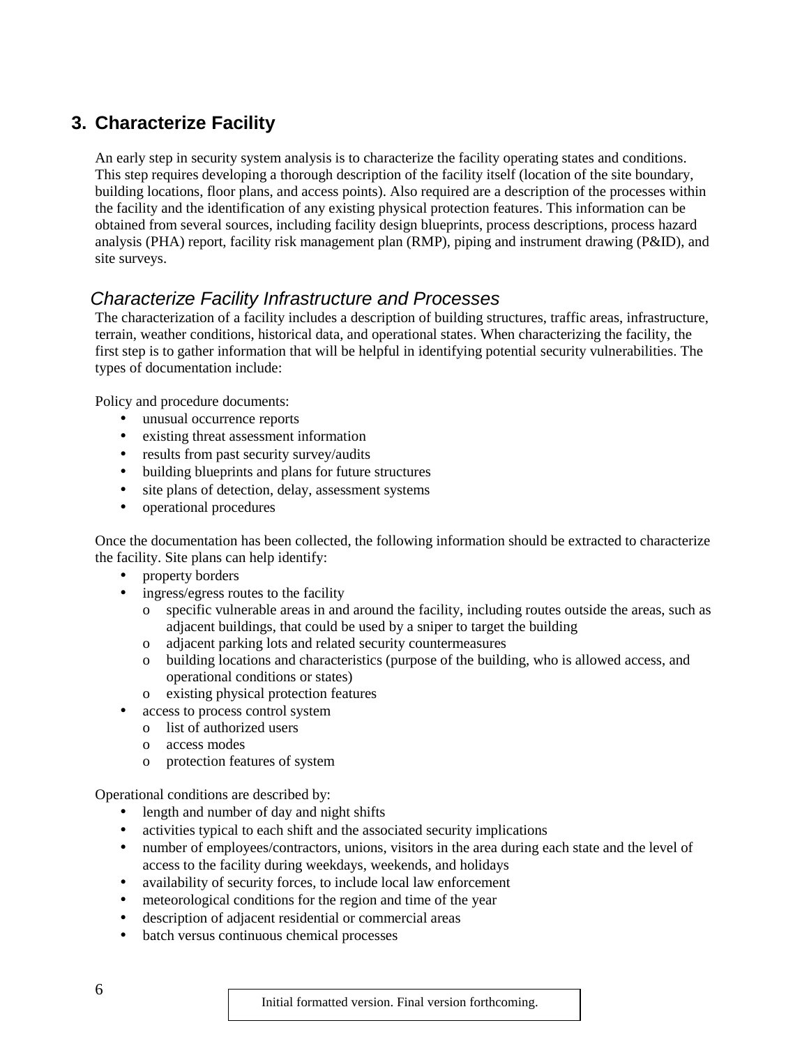## 3. Characterize Facility

An early step in security system analysis is to characterize the facility operating states and conditions. This step requires developing a thorough description of the facility itself (location of the site boundary, building locations, floor plans, and access points). Also required are a description of the processes within the facility and the identification of any existing physical protection features. This information can be obtained from several sources, including facility design blueprints, process descriptions, process hazard analysis (PHA) report, facility risk management plan (RMP), piping and instrument drawing (P&ID), and site surveys.

### *Characterize Facility Infrastructure and Processes*

The characterization of a facility includes a description of building structures, traffic areas, infrastructure, terrain, weather conditions, historical data, and operational states. When characterizing the facility, the first step is to gather information that will be helpful in identifying potential security vulnerabilities. The types of documentation include:

Policy and procedure documents:

- unusual occurrence reports
- existing threat assessment information
- results from past security survey/audits
- building blueprints and plans for future structures
- site plans of detection, delay, assessment systems
- operational procedures

Once the documentation has been collected, the following information should be extracted to characterize the facility. Site plans can help identify:

- property borders
- ingress/egress routes to the facility
    - specific vulnerable areas in and around the facility, including routes outside the areas, such as adjacent buildings, that could be used by a sniper to target the building
    - adjacent parking lots and related security countermeasures
    - building locations and characteristics (purpose of the building, who is allowed access, and operational conditions or states)
    - existing physical protection features
- access to process control system
    - list of authorized users
    - access modes
    - protection features of system

Operational conditions are described by:

- length and number of day and night shifts
- activities typical to each shift and the associated security implications
- number of employees/contractors, unions, visitors in the area during each state and the level of access to the facility during weekdays, weekends, and holidays
- availability of security forces, to include local law enforcement
- meteorological conditions for the region and time of the year
- description of adjacent residential or commercial areas
- batch versus continuous chemical processes

Initial formatted version. Final version forthcoming.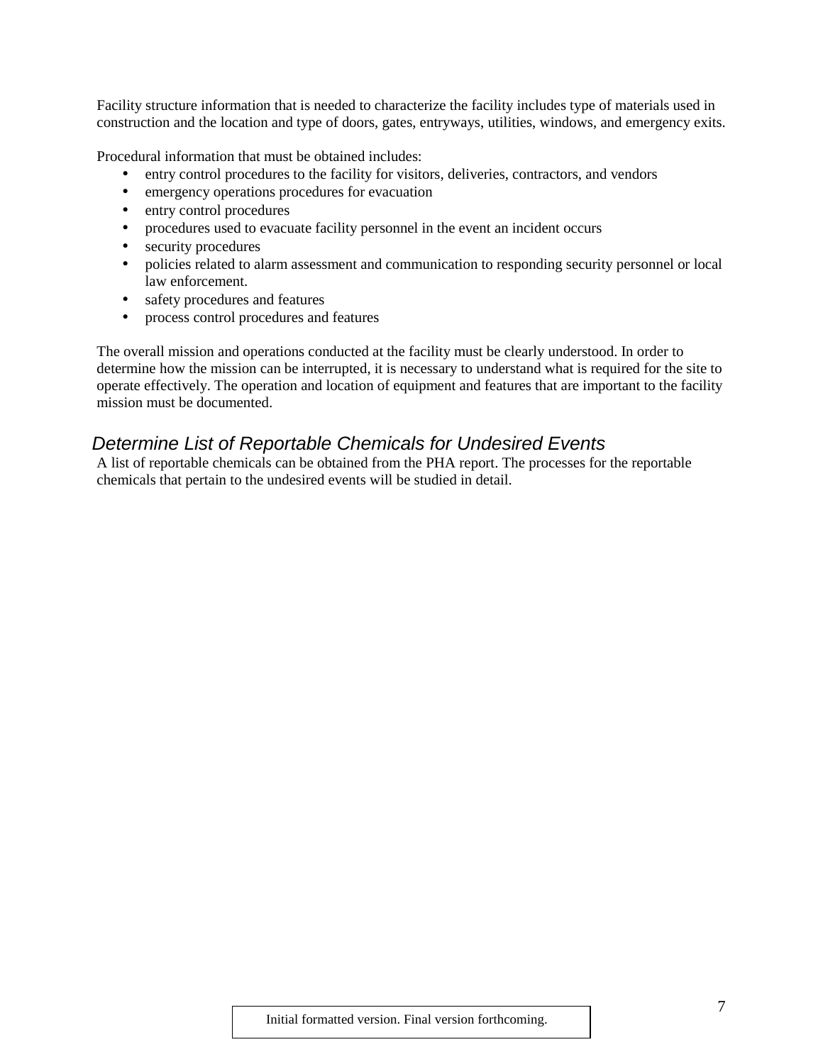Facility structure information that is needed to characterize the facility includes type of materials used in construction and the location and type of doors, gates, entryways, utilities, windows, and emergency exits.

Procedural information that must be obtained includes:

- entry control procedures to the facility for visitors, deliveries, contractors, and vendors
- emergency operations procedures for evacuation
- entry control procedures
- procedures used to evacuate facility personnel in the event an incident occurs
- security procedures
- policies related to alarm assessment and communication to responding security personnel or local law enforcement.
- safety procedures and features
- process control procedures and features

The overall mission and operations conducted at the facility must be clearly understood. In order to determine how the mission can be interrupted, it is necessary to understand what is required for the site to operate effectively. The operation and location of equipment and features that are important to the facility mission must be documented.

### *Determine List of Reportable Chemicals for Undesired Events*

A list of reportable chemicals can be obtained from the PHA report. The processes for the reportable chemicals that pertain to the undesired events will be studied in detail.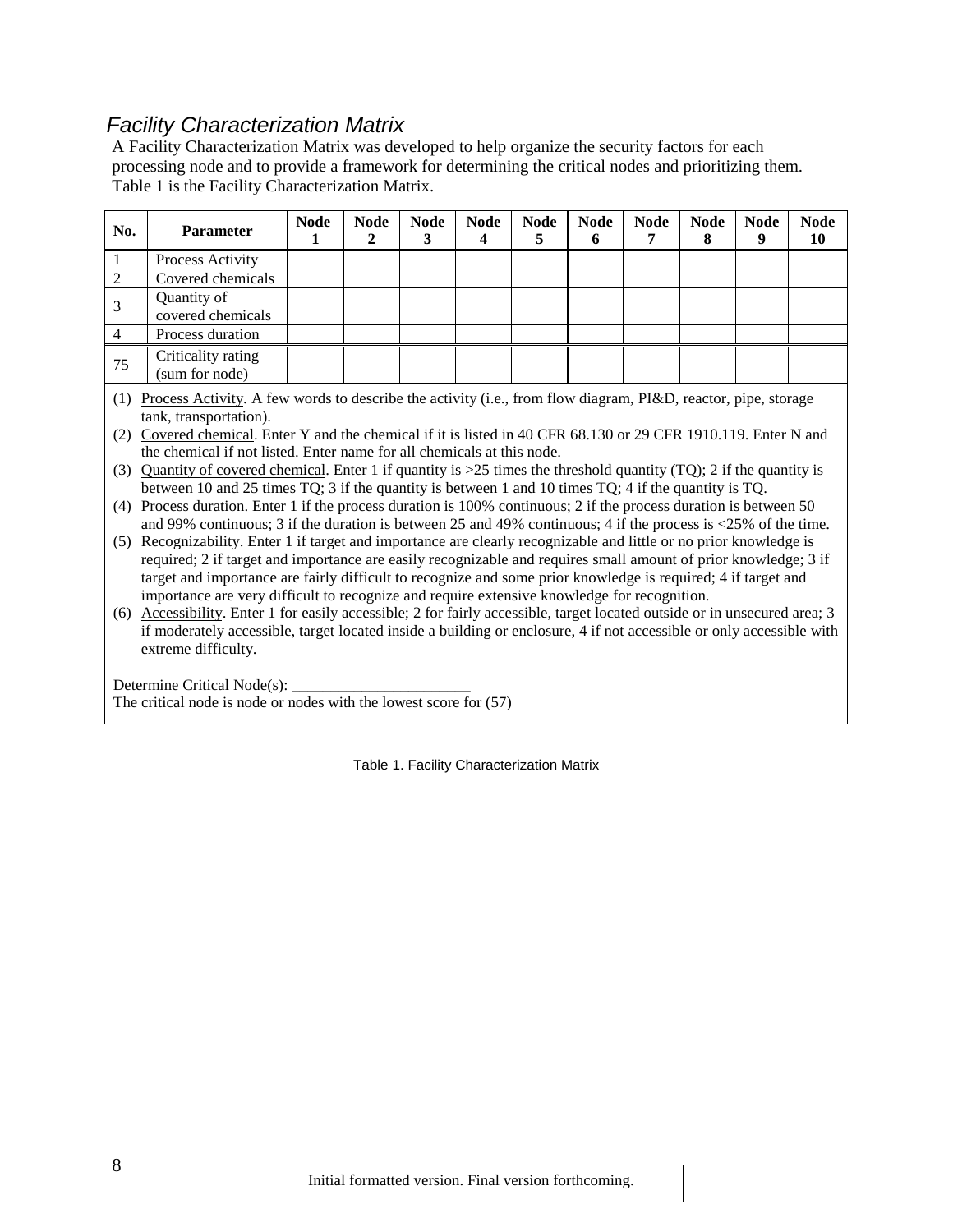## *Facility Characterization Matrix*

A Facility Characterization Matrix was developed to help organize the security factors for each processing node and to provide a framework for determining the critical nodes and prioritizing them. Table 1 is the Facility Characterization Matrix.

| No. | Parameter | Node 1 | Node 2 | Node 3 | Node 4 | Node 5 | Node 6 | Node 7 | Node 8 | Node 9 | Node 10 |
|---|---|---|---|---|---|---|---|---|---|---|---|
| 1 | Process Activity | | | | | | | | | | |
| 2 | Covered chemicals | | | | | | | | | | |
| 3 | Quantity of covered chemicals | | | | | | | | | | |
| 4 | Process duration | | | | | | | | | | |
| 75 | Criticality rating (sum for node) | | | | | | | | | | |

(1) Process Activity. A few words to describe the activity (i.e., from flow diagram, PI&D, reactor, pipe, storage tank, transportation).

(2) Covered chemical. Enter Y and the chemical if it is listed in 40 CFR 68.130 or 29 CFR 1910.119. Enter N and the chemical if not listed. Enter name for all chemicals at this node.

(3) Quantity of covered chemical. Enter 1 if quantity is >25 times the threshold quantity (TQ); 2 if the quantity is between 10 and 25 times TQ; 3 if the quantity is between 1 and 10 times TQ; 4 if the quantity is TQ.

(4) Process duration. Enter 1 if the process duration is 100% continuous; 2 if the process duration is between 50 and 99% continuous; 3 if the duration is between 25 and 49% continuous; 4 if the process is <25% of the time.

(5) Recognizability. Enter 1 if target and importance are clearly recognizable and little or no prior knowledge is required; 2 if target and importance are easily recognizable and requires small amount of prior knowledge; 3 if target and importance are fairly difficult to recognize and some prior knowledge is required; 4 if target and importance are very difficult to recognize and require extensive knowledge for recognition.

(6) Accessibility. Enter 1 for easily accessible; 2 for fairly accessible, target located outside or in unsecured area; 3 if moderately accessible, target located inside a building or enclosure, 4 if not accessible or only accessible with extreme difficulty.

Determine Critical Node(s): _______________________

The critical node is node or nodes with the lowest score for (57)

Table 1. Facility Characterization Matrix

Initial formatted version. Final version forthcoming.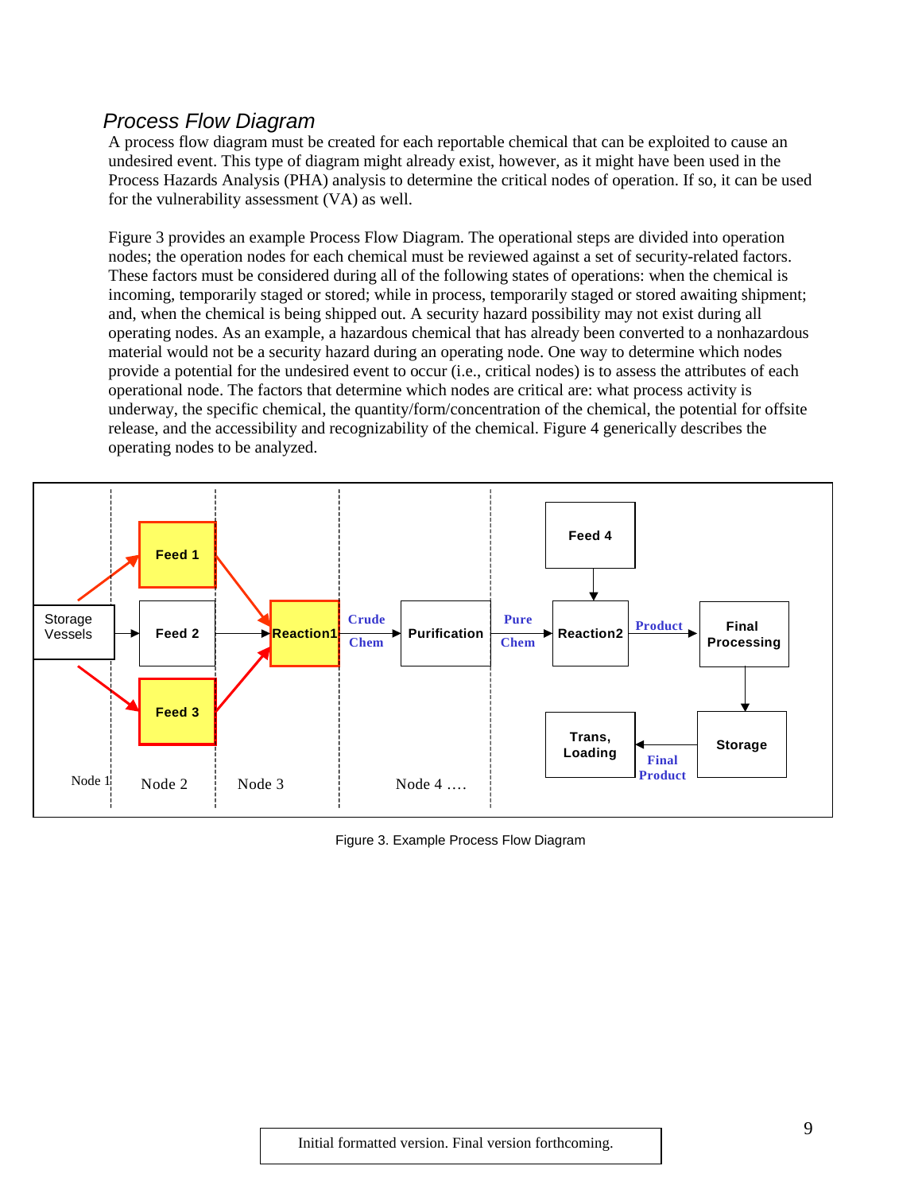## *Process Flow Diagram*

A process flow diagram must be created for each reportable chemical that can be exploited to cause an undesired event. This type of diagram might already exist, however, as it might have been used in the Process Hazards Analysis (PHA) analysis to determine the critical nodes of operation. If so, it can be used for the vulnerability assessment (VA) as well.

Figure 3 provides an example Process Flow Diagram. The operational steps are divided into operation nodes; the operation nodes for each chemical must be reviewed against a set of security-related factors. These factors must be considered during all of the following states of operations: when the chemical is incoming, temporarily staged or stored; while in process, temporarily staged or stored awaiting shipment; and, when the chemical is being shipped out. A security hazard possibility may not exist during all operating nodes. As an example, a hazardous chemical that has already been converted to a nonhazardous material would not be a security hazard during an operating node. One way to determine which nodes provide a potential for the undesired event to occur (i.e., critical nodes) is to assess the attributes of each operational node. The factors that determine which nodes are critical are: what process activity is underway, the specific chemical, the quantity/form/concentration of the chemical, the potential for offsite release, and the accessibility and recognizability of the chemical. Figure 4 generically describes the operating nodes to be analyzed.

Figure 3. Example Process Flow Diagram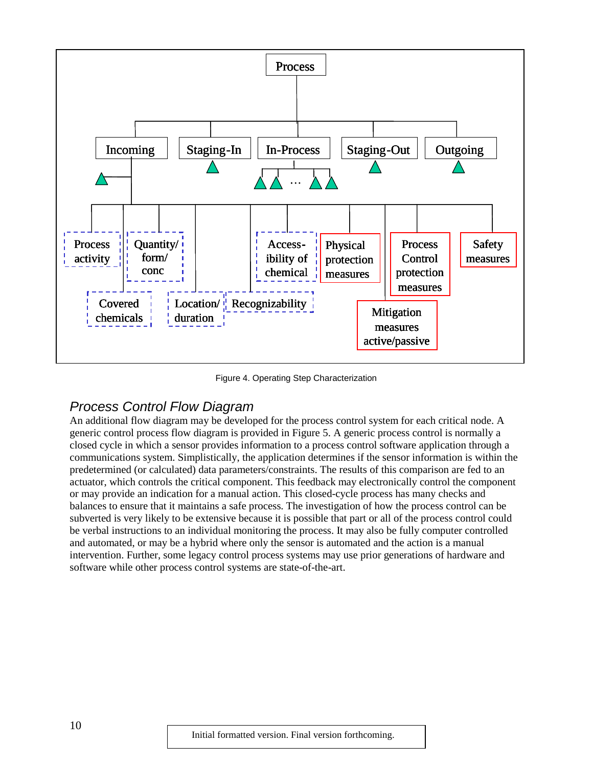Figure 4. Operating Step Characterization

## *Process Control Flow Diagram*

An additional flow diagram may be developed for the process control system for each critical node. A generic control process flow diagram is provided in Figure 5. A generic process control is normally a closed cycle in which a sensor provides information to a process control software application through a communications system. Simplistically, the application determines if the sensor information is within the predetermined (or calculated) data parameters/constraints. The results of this comparison are fed to an actuator, which controls the critical component. This feedback may electronically control the component or may provide an indication for a manual action. This closed-cycle process has many checks and balances to ensure that it maintains a safe process. The investigation of how the process control can be subverted is very likely to be extensive because it is possible that part or all of the process control could be verbal instructions to an individual monitoring the process. It may also be fully computer controlled and automated, or may be a hybrid where only the sensor is automated and the action is a manual intervention. Further, some legacy control process systems may use prior generations of hardware and software while other process control systems are state-of-the-art.

Initial formatted version. Final version forthcoming.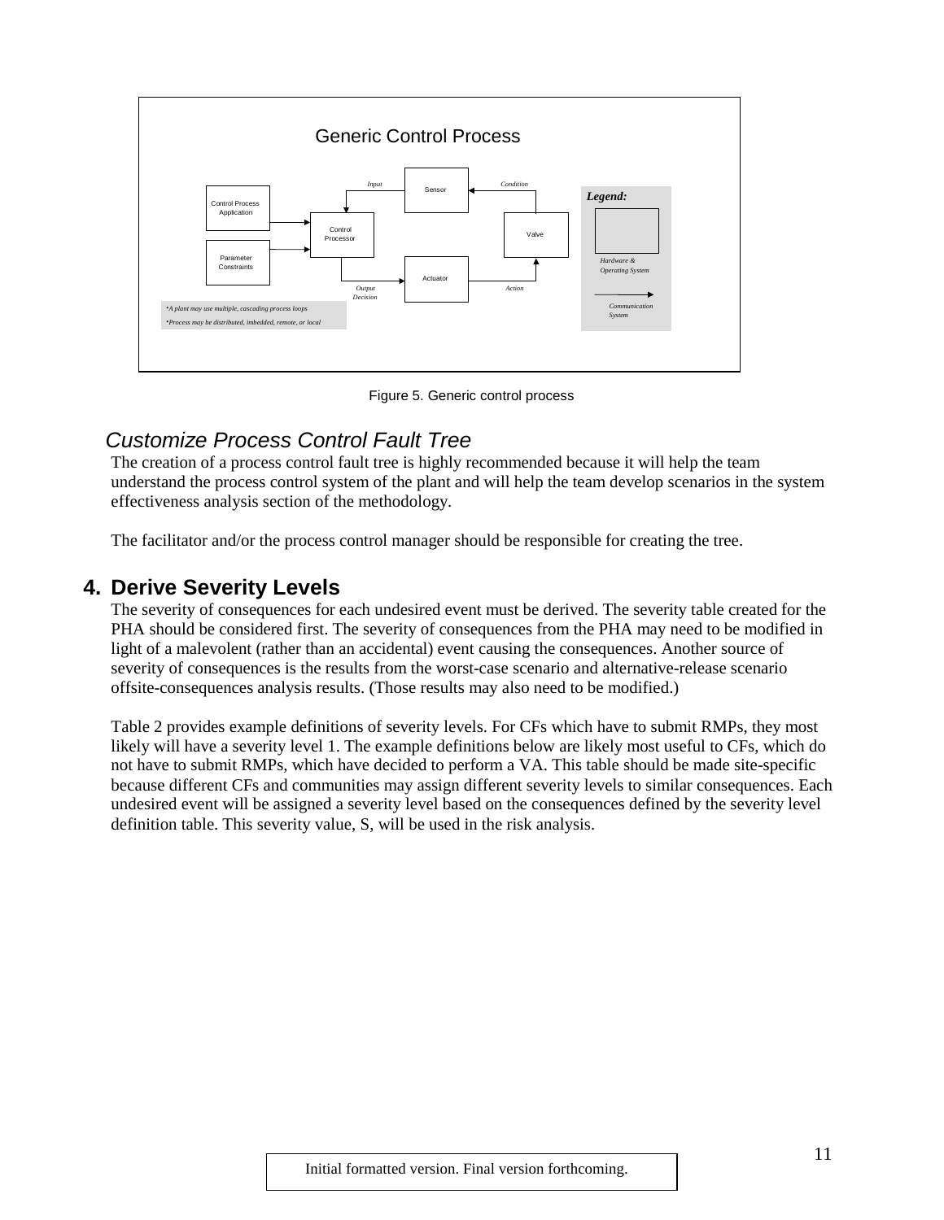Generic Control Process

Figure 5. Generic control process

### *Customize Process Control Fault Tree*

The creation of a process control fault tree is highly recommended because it will help the team understand the process control system of the plant and will help the team develop scenarios in the system effectiveness analysis section of the methodology.

The facilitator and/or the process control manager should be responsible for creating the tree.

## 4. Derive Severity Levels

The severity of consequences for each undesired event must be derived. The severity table created for the PHA should be considered first. The severity of consequences from the PHA may need to be modified in light of a malevolent (rather than an accidental) event causing the consequences. Another source of severity of consequences is the results from the worst-case scenario and alternative-release scenario offsite-consequences analysis results. (Those results may also need to be modified.)

Table 2 provides example definitions of severity levels. For CFs which have to submit RMPs, they most likely will have a severity level 1. The example definitions below are likely most useful to CFs, which do not have to submit RMPs, which have decided to perform a VA. This table should be made site-specific because different CFs and communities may assign different severity levels to similar consequences. Each undesired event will be assigned a severity level based on the consequences defined by the severity level definition table. This severity value, S, will be used in the risk analysis.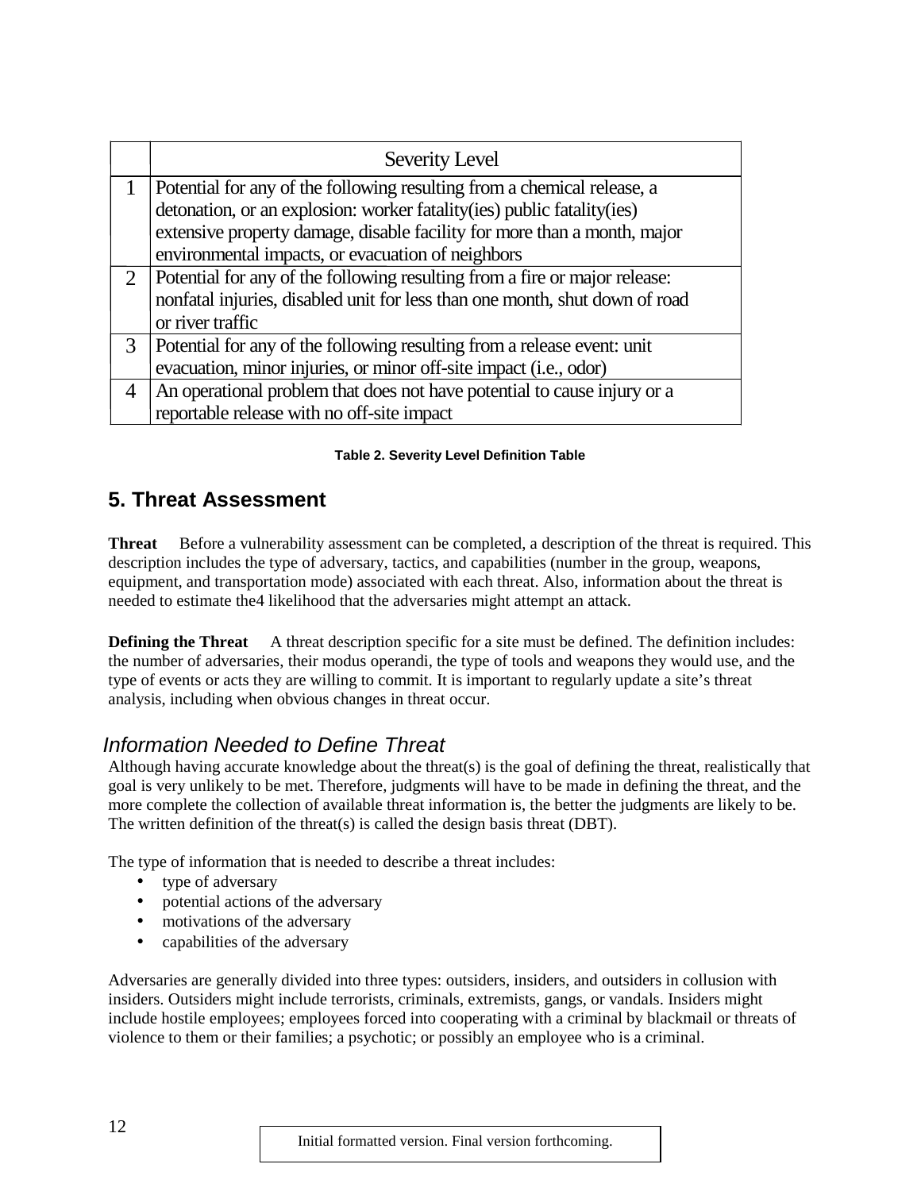| | Severity Level |
|---|---|
| 1 | Potential for any of the following resulting from a chemical release, a detonation, or an explosion: worker fatality(ies) public fatality(ies) extensive property damage, disable facility for more than a month, major environmental impacts, or evacuation of neighbors |
| 2 | Potential for any of the following resulting from a fire or major release: nonfatal injuries, disabled unit for less than one month, shut down of road or river traffic |
| 3 | Potential for any of the following resulting from a release event: unit evacuation, minor injuries, or minor off-site impact (i.e., odor) |
| 4 | An operational problem that does not have potential to cause injury or a reportable release with no off-site impact |

**Table 2. Severity Level Definition Table**

## 5. Threat Assessment

**Threat** Before a vulnerability assessment can be completed, a description of the threat is required. This description includes the type of adversary, tactics, and capabilities (number in the group, weapons, equipment, and transportation mode) associated with each threat. Also, information about the threat is needed to estimate the4 likelihood that the adversaries might attempt an attack.

**Defining the Threat** A threat description specific for a site must be defined. The definition includes: the number of adversaries, their modus operandi, the type of tools and weapons they would use, and the type of events or acts they are willing to commit. It is important to regularly update a site's threat analysis, including when obvious changes in threat occur.

### *Information Needed to Define Threat*

Although having accurate knowledge about the threat(s) is the goal of defining the threat, realistically that goal is very unlikely to be met. Therefore, judgments will have to be made in defining the threat, and the more complete the collection of available threat information is, the better the judgments are likely to be. The written definition of the threat(s) is called the design basis threat (DBT).

The type of information that is needed to describe a threat includes:

- type of adversary
- potential actions of the adversary
- motivations of the adversary
- capabilities of the adversary

Adversaries are generally divided into three types: outsiders, insiders, and outsiders in collusion with insiders. Outsiders might include terrorists, criminals, extremists, gangs, or vandals. Insiders might include hostile employees; employees forced into cooperating with a criminal by blackmail or threats of violence to them or their families; a psychotic; or possibly an employee who is a criminal.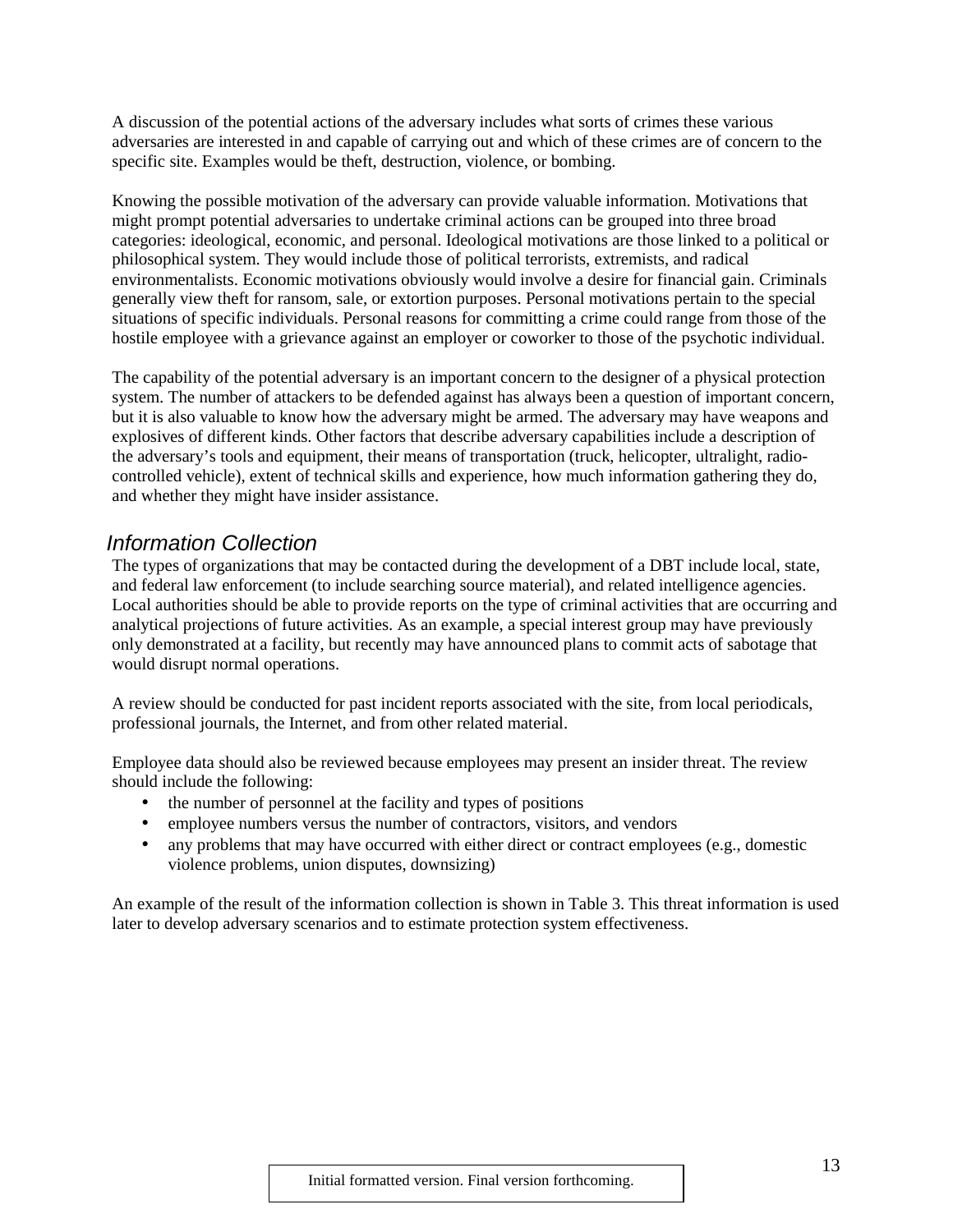A discussion of the potential actions of the adversary includes what sorts of crimes these various adversaries are interested in and capable of carrying out and which of these crimes are of concern to the specific site. Examples would be theft, destruction, violence, or bombing.

Knowing the possible motivation of the adversary can provide valuable information. Motivations that might prompt potential adversaries to undertake criminal actions can be grouped into three broad categories: ideological, economic, and personal. Ideological motivations are those linked to a political or philosophical system. They would include those of political terrorists, extremists, and radical environmentalists. Economic motivations obviously would involve a desire for financial gain. Criminals generally view theft for ransom, sale, or extortion purposes. Personal motivations pertain to the special situations of specific individuals. Personal reasons for committing a crime could range from those of the hostile employee with a grievance against an employer or coworker to those of the psychotic individual.

The capability of the potential adversary is an important concern to the designer of a physical protection system. The number of attackers to be defended against has always been a question of important concern, but it is also valuable to know how the adversary might be armed. The adversary may have weapons and explosives of different kinds. Other factors that describe adversary capabilities include a description of the adversary's tools and equipment, their means of transportation (truck, helicopter, ultralight, radio-controlled vehicle), extent of technical skills and experience, how much information gathering they do, and whether they might have insider assistance.

## *Information Collection*

The types of organizations that may be contacted during the development of a DBT include local, state, and federal law enforcement (to include searching source material), and related intelligence agencies. Local authorities should be able to provide reports on the type of criminal activities that are occurring and analytical projections of future activities. As an example, a special interest group may have previously only demonstrated at a facility, but recently may have announced plans to commit acts of sabotage that would disrupt normal operations.

A review should be conducted for past incident reports associated with the site, from local periodicals, professional journals, the Internet, and from other related material.

Employee data should also be reviewed because employees may present an insider threat. The review should include the following:

- the number of personnel at the facility and types of positions
- employee numbers versus the number of contractors, visitors, and vendors
- any problems that may have occurred with either direct or contract employees (e.g., domestic violence problems, union disputes, downsizing)

An example of the result of the information collection is shown in Table 3. This threat information is used later to develop adversary scenarios and to estimate protection system effectiveness.

Initial formatted version. Final version forthcoming.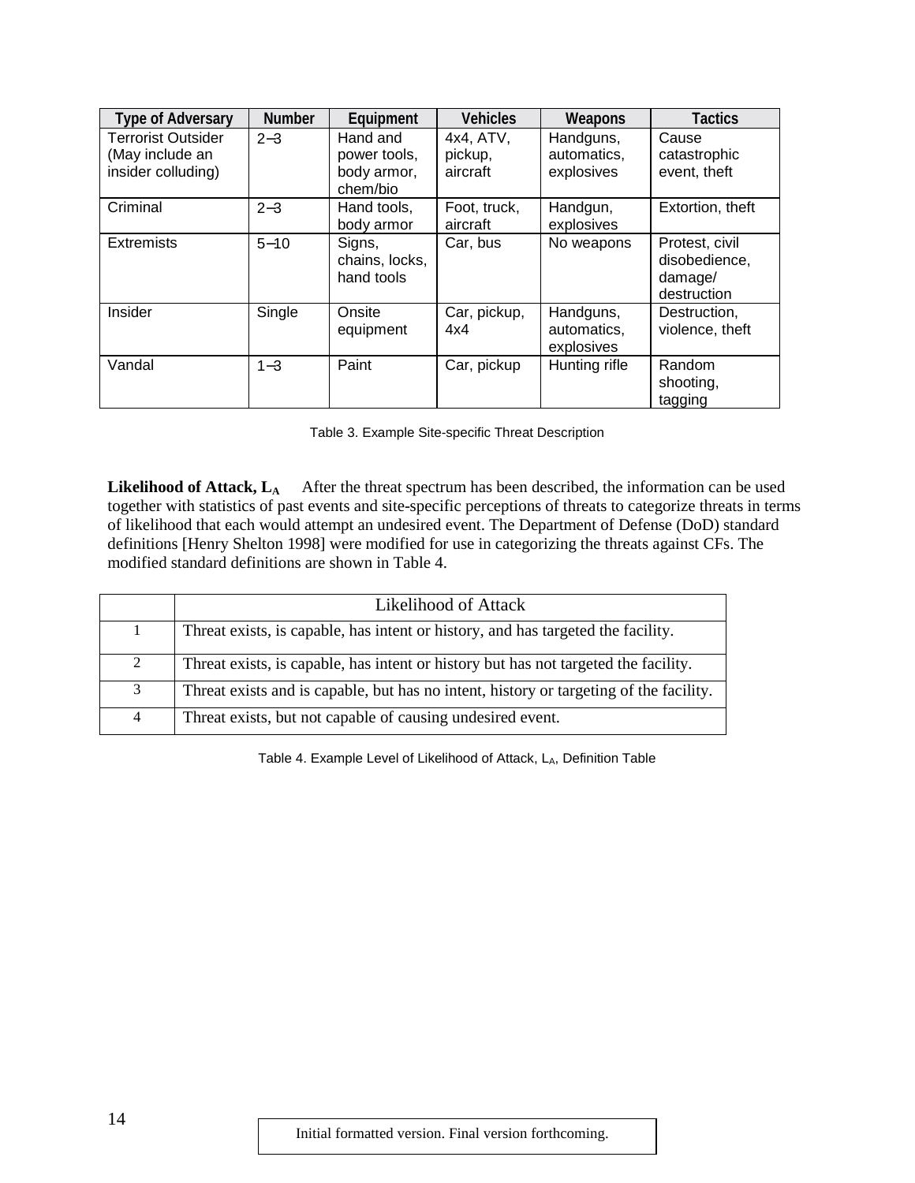| Type of Adversary | Number | Equipment | Vehicles | Weapons | Tactics |
|---|---|---|---|---|---|
| Terrorist Outsider (May include an insider colluding) | 2–3 | Hand and power tools, body armor, chem/bio | 4x4, ATV, pickup, aircraft | Handguns, automatics, explosives | Cause catastrophic event, theft |
| Criminal | 2–3 | Hand tools, body armor | Foot, truck, aircraft | Handgun, explosives | Extortion, theft |
| Extremists | 5–10 | Signs, chains, locks, hand tools | Car, bus | No weapons | Protest, civil disobedience, damage/ destruction |
| Insider | Single | Onsite equipment | Car, pickup, 4x4 | Handguns, automatics, explosives | Destruction, violence, theft |
| Vandal | 1–3 | Paint | Car, pickup | Hunting rifle | Random shooting, tagging |

Table 3. Example Site-specific Threat Description

**Likelihood of Attack, $L_A$** After the threat spectrum has been described, the information can be used together with statistics of past events and site-specific perceptions of threats to categorize threats in terms of likelihood that each would attempt an undesired event. The Department of Defense (DoD) standard definitions [Henry Shelton 1998] were modified for use in categorizing the threats against CFs. The modified standard definitions are shown in Table 4.

| | Likelihood of Attack |
|---|---|
| 1 | Threat exists, is capable, has intent or history, and has targeted the facility. |
| 2 | Threat exists, is capable, has intent or history but has not targeted the facility. |
| 3 | Threat exists and is capable, but has no intent, history or targeting of the facility. |
| 4 | Threat exists, but not capable of causing undesired event. |

Table 4. Example Level of Likelihood of Attack, $L_A$, Definition Table

Initial formatted version. Final version forthcoming.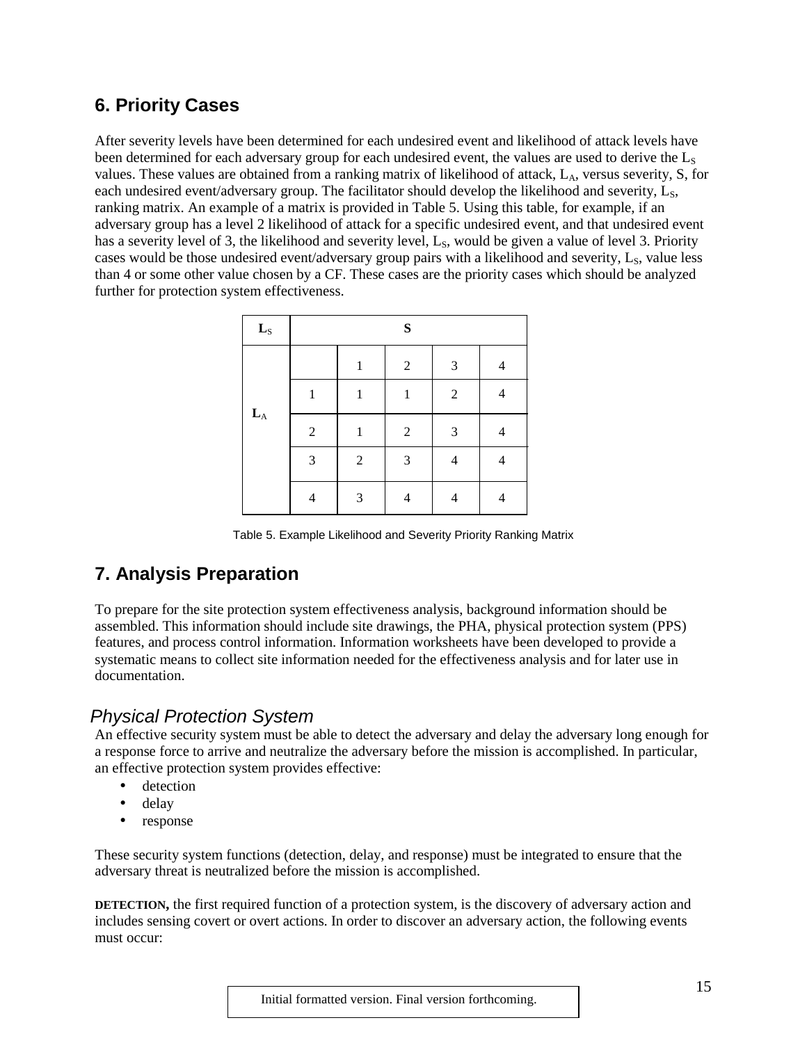## 6. Priority Cases

After severity levels have been determined for each undesired event and likelihood of attack levels have been determined for each adversary group for each undesired event, the values are used to derive the $L_S$ values. These values are obtained from a ranking matrix of likelihood of attack, $L_A$, versus severity, S, for each undesired event/adversary group. The facilitator should develop the likelihood and severity, $L_S$, ranking matrix. An example of a matrix is provided in Table 5. Using this table, for example, if an adversary group has a level 2 likelihood of attack for a specific undesired event, and that undesired event has a severity level of 3, the likelihood and severity level, $L_S$, would be given a value of level 3. Priority cases would be those undesired event/adversary group pairs with a likelihood and severity, $L_S$, value less than 4 or some other value chosen by a CF. These cases are the priority cases which should be analyzed further for protection system effectiveness.

| $L_S$ | | S | | | |
|---|---|---|---|---|---|
| | | 1 | 2 | 3 | 4 |
| $L_A$ | 1 | 1 | 1 | 2 | 4 |
| | 2 | 1 | 2 | 3 | 4 |
| | 3 | 2 | 3 | 4 | 4 |
| | 4 | 3 | 4 | 4 | 4 |

Table 5. Example Likelihood and Severity Priority Ranking Matrix

## 7. Analysis Preparation

To prepare for the site protection system effectiveness analysis, background information should be assembled. This information should include site drawings, the PHA, physical protection system (PPS) features, and process control information. Information worksheets have been developed to provide a systematic means to collect site information needed for the effectiveness analysis and for later use in documentation.

### *Physical Protection System*

An effective security system must be able to detect the adversary and delay the adversary long enough for a response force to arrive and neutralize the adversary before the mission is accomplished. In particular, an effective protection system provides effective:

- detection
- delay
- response

These security system functions (detection, delay, and response) must be integrated to ensure that the adversary threat is neutralized before the mission is accomplished.

**DETECTION,** the first required function of a protection system, is the discovery of adversary action and includes sensing covert or overt actions. In order to discover an adversary action, the following events must occur:

Initial formatted version. Final version forthcoming.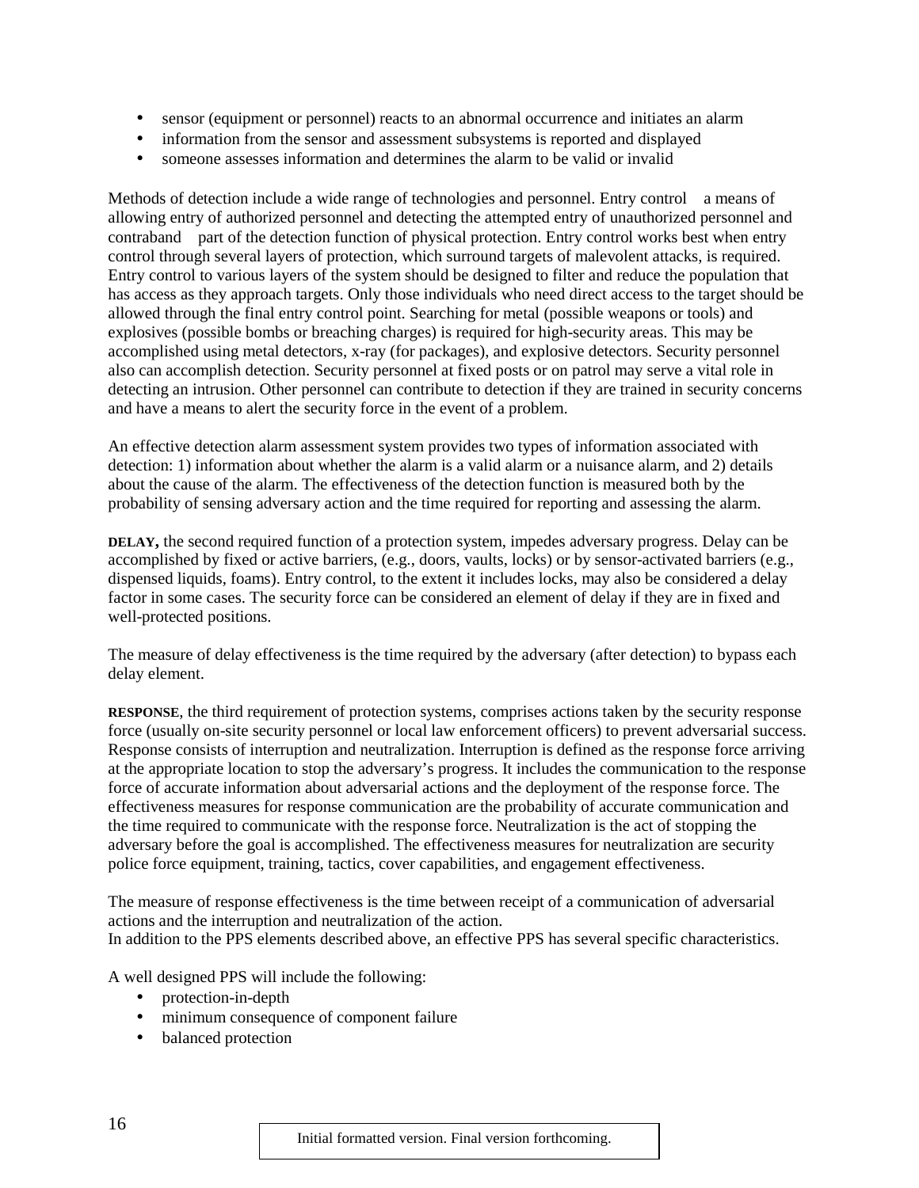- sensor (equipment or personnel) reacts to an abnormal occurrence and initiates an alarm
- information from the sensor and assessment subsystems is reported and displayed
- someone assesses information and determines the alarm to be valid or invalid

Methods of detection include a wide range of technologies and personnel. Entry control a means of allowing entry of authorized personnel and detecting the attempted entry of unauthorized personnel and contraband part of the detection function of physical protection. Entry control works best when entry control through several layers of protection, which surround targets of malevolent attacks, is required. Entry control to various layers of the system should be designed to filter and reduce the population that has access as they approach targets. Only those individuals who need direct access to the target should be allowed through the final entry control point. Searching for metal (possible weapons or tools) and explosives (possible bombs or breaching charges) is required for high-security areas. This may be accomplished using metal detectors, x-ray (for packages), and explosive detectors. Security personnel also can accomplish detection. Security personnel at fixed posts or on patrol may serve a vital role in detecting an intrusion. Other personnel can contribute to detection if they are trained in security concerns and have a means to alert the security force in the event of a problem.

An effective detection alarm assessment system provides two types of information associated with detection: 1) information about whether the alarm is a valid alarm or a nuisance alarm, and 2) details about the cause of the alarm. The effectiveness of the detection function is measured both by the probability of sensing adversary action and the time required for reporting and assessing the alarm.

**DELAY,** the second required function of a protection system, impedes adversary progress. Delay can be accomplished by fixed or active barriers, (e.g., doors, vaults, locks) or by sensor-activated barriers (e.g., dispensed liquids, foams). Entry control, to the extent it includes locks, may also be considered a delay factor in some cases. The security force can be considered an element of delay if they are in fixed and well-protected positions.

The measure of delay effectiveness is the time required by the adversary (after detection) to bypass each delay element.

**RESPONSE**, the third requirement of protection systems, comprises actions taken by the security response force (usually on-site security personnel or local law enforcement officers) to prevent adversarial success. Response consists of interruption and neutralization. Interruption is defined as the response force arriving at the appropriate location to stop the adversary's progress. It includes the communication to the response force of accurate information about adversarial actions and the deployment of the response force. The effectiveness measures for response communication are the probability of accurate communication and the time required to communicate with the response force. Neutralization is the act of stopping the adversary before the goal is accomplished. The effectiveness measures for neutralization are security police force equipment, training, tactics, cover capabilities, and engagement effectiveness.

The measure of response effectiveness is the time between receipt of a communication of adversarial actions and the interruption and neutralization of the action.
In addition to the PPS elements described above, an effective PPS has several specific characteristics.

A well designed PPS will include the following:

- protection-in-depth
- minimum consequence of component failure
- balanced protection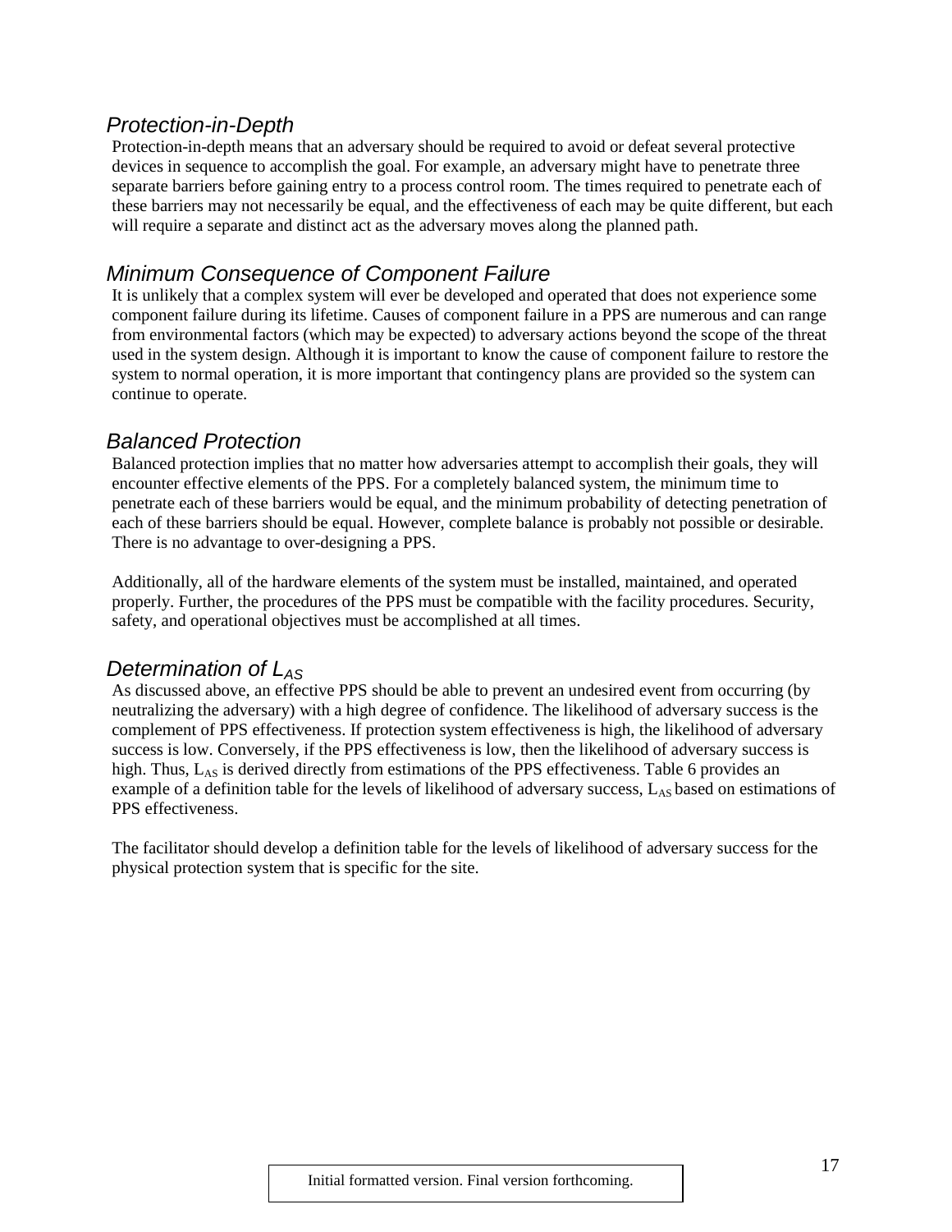### *Protection-in-Depth*

Protection-in-depth means that an adversary should be required to avoid or defeat several protective devices in sequence to accomplish the goal. For example, an adversary might have to penetrate three separate barriers before gaining entry to a process control room. The times required to penetrate each of these barriers may not necessarily be equal, and the effectiveness of each may be quite different, but each will require a separate and distinct act as the adversary moves along the planned path.

### *Minimum Consequence of Component Failure*

It is unlikely that a complex system will ever be developed and operated that does not experience some component failure during its lifetime. Causes of component failure in a PPS are numerous and can range from environmental factors (which may be expected) to adversary actions beyond the scope of the threat used in the system design. Although it is important to know the cause of component failure to restore the system to normal operation, it is more important that contingency plans are provided so the system can continue to operate.

### *Balanced Protection*

Balanced protection implies that no matter how adversaries attempt to accomplish their goals, they will encounter effective elements of the PPS. For a completely balanced system, the minimum time to penetrate each of these barriers would be equal, and the minimum probability of detecting penetration of each of these barriers should be equal. However, complete balance is probably not possible or desirable. There is no advantage to over-designing a PPS.

Additionally, all of the hardware elements of the system must be installed, maintained, and operated properly. Further, the procedures of the PPS must be compatible with the facility procedures. Security, safety, and operational objectives must be accomplished at all times.

### *Determination of $L_{AS}$*

As discussed above, an effective PPS should be able to prevent an undesired event from occurring (by neutralizing the adversary) with a high degree of confidence. The likelihood of adversary success is the complement of PPS effectiveness. If protection system effectiveness is high, the likelihood of adversary success is low. Conversely, if the PPS effectiveness is low, then the likelihood of adversary success is high. Thus, $L_{AS}$ is derived directly from estimations of the PPS effectiveness. Table 6 provides an example of a definition table for the levels of likelihood of adversary success, $L_{AS}$ based on estimations of PPS effectiveness.

The facilitator should develop a definition table for the levels of likelihood of adversary success for the physical protection system that is specific for the site.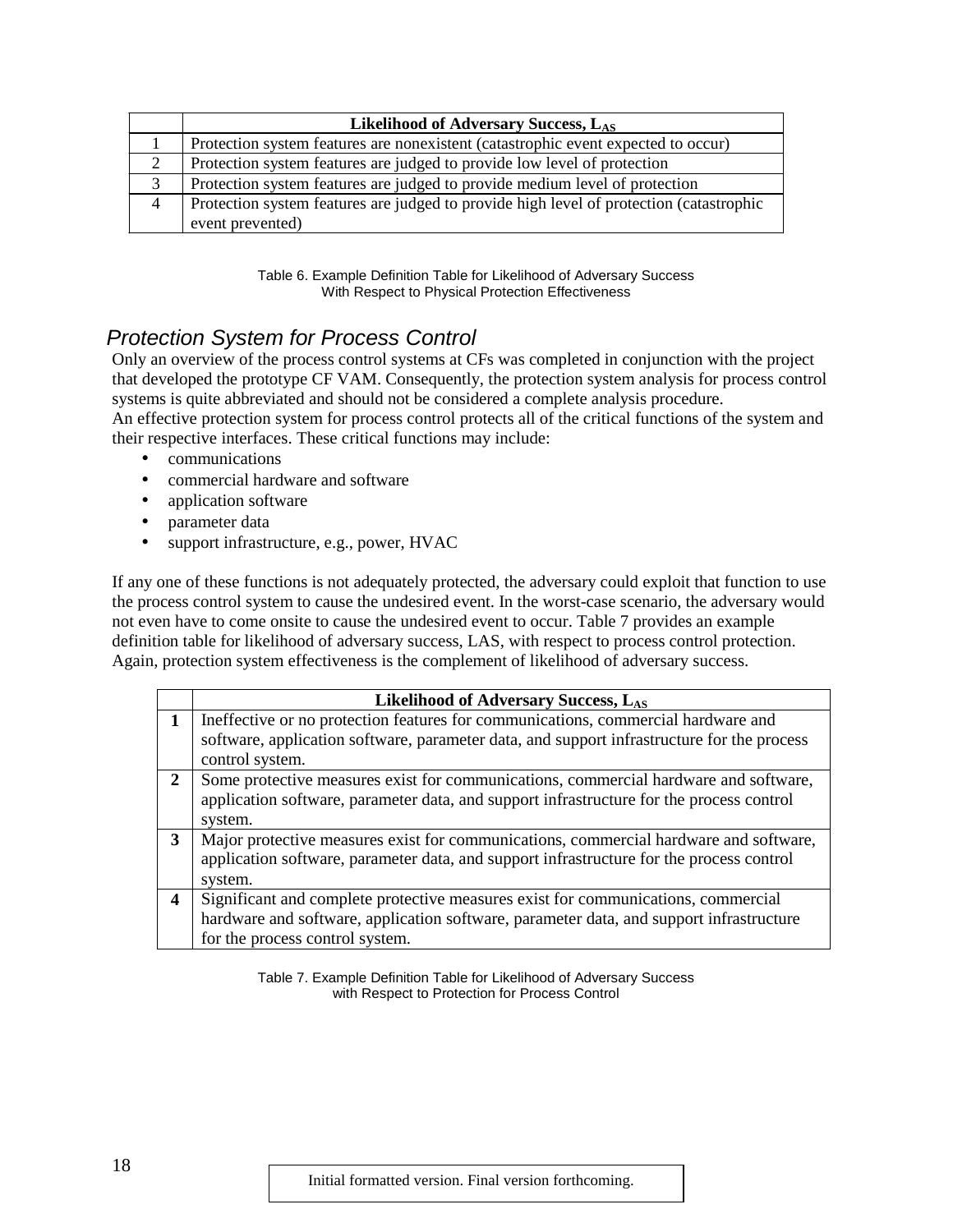| | Likelihood of Adversary Success, $L_{AS}$ |
|---|---|
| 1 | Protection system features are nonexistent (catastrophic event expected to occur) |
| 2 | Protection system features are judged to provide low level of protection |
| 3 | Protection system features are judged to provide medium level of protection |
| 4 | Protection system features are judged to provide high level of protection (catastrophic event prevented) |

Table 6. Example Definition Table for Likelihood of Adversary Success With Respect to Physical Protection Effectiveness

## *Protection System for Process Control*

Only an overview of the process control systems at CFs was completed in conjunction with the project that developed the prototype CF VAM. Consequently, the protection system analysis for process control systems is quite abbreviated and should not be considered a complete analysis procedure.

An effective protection system for process control protects all of the critical functions of the system and their respective interfaces. These critical functions may include:

- communications
- commercial hardware and software
- application software
- parameter data
- support infrastructure, e.g., power, HVAC

If any one of these functions is not adequately protected, the adversary could exploit that function to use the process control system to cause the undesired event. In the worst-case scenario, the adversary would not even have to come onsite to cause the undesired event to occur. Table 7 provides an example definition table for likelihood of adversary success, LAS, with respect to process control protection. Again, protection system effectiveness is the complement of likelihood of adversary success.

| | Likelihood of Adversary Success, $L_{AS}$ |
|---|---|
| **1** | Ineffective or no protection features for communications, commercial hardware and software, application software, parameter data, and support infrastructure for the process control system. |
| **2** | Some protective measures exist for communications, commercial hardware and software, application software, parameter data, and support infrastructure for the process control system. |
| **3** | Major protective measures exist for communications, commercial hardware and software, application software, parameter data, and support infrastructure for the process control system. |
| **4** | Significant and complete protective measures exist for communications, commercial hardware and software, application software, parameter data, and support infrastructure for the process control system. |

Table 7. Example Definition Table for Likelihood of Adversary Success with Respect to Protection for Process Control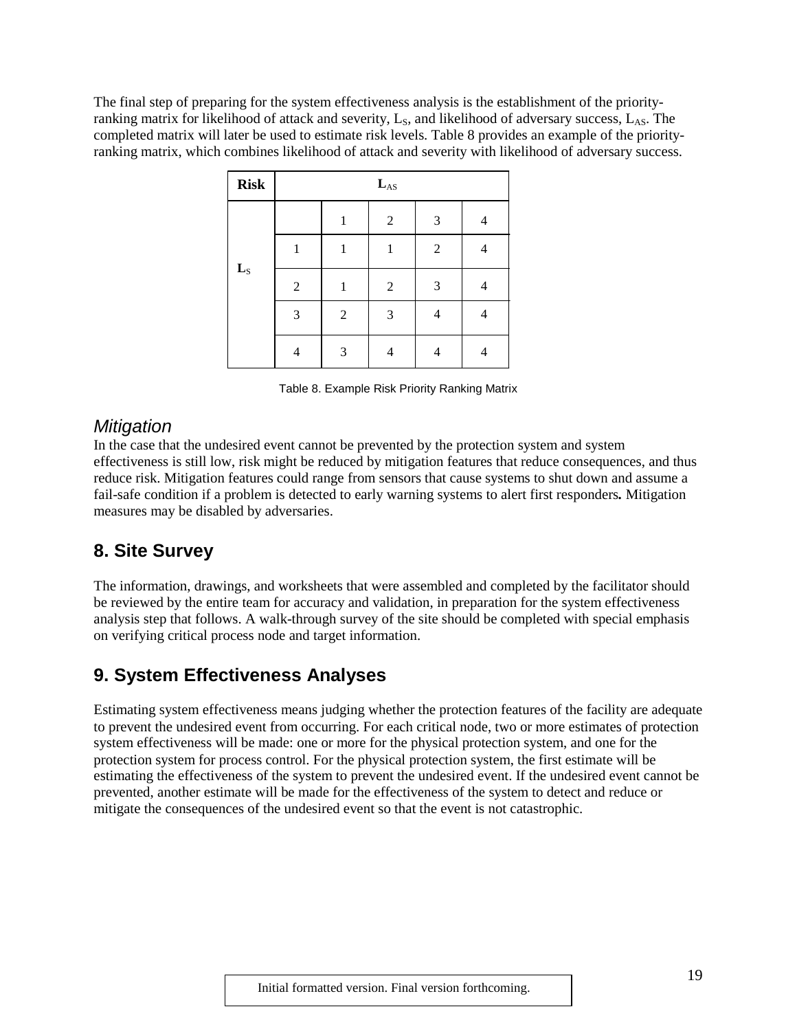The final step of preparing for the system effectiveness analysis is the establishment of the priority-ranking matrix for likelihood of attack and severity, $L_S$, and likelihood of adversary success, $L_{AS}$. The completed matrix will later be used to estimate risk levels. Table 8 provides an example of the priority-ranking matrix, which combines likelihood of attack and severity with likelihood of adversary success.

| **Risk** | | $\mathbf{L_{AS}}$ | | | |
|---|---|---|---|---|---|
| | | 1 | 2 | 3 | 4 |
| $\mathbf{L_S}$ | 1 | 1 | 1 | 2 | 4 |
| | 2 | 1 | 2 | 3 | 4 |
| | 3 | 2 | 3 | 4 | 4 |
| | 4 | 3 | 4 | 4 | 4 |

Table 8. Example Risk Priority Ranking Matrix

### *Mitigation*

In the case that the undesired event cannot be prevented by the protection system and system effectiveness is still low, risk might be reduced by mitigation features that reduce consequences, and thus reduce risk. Mitigation features could range from sensors that cause systems to shut down and assume a fail-safe condition if a problem is detected to early warning systems to alert first responders**.** Mitigation measures may be disabled by adversaries.

## 8. Site Survey

The information, drawings, and worksheets that were assembled and completed by the facilitator should be reviewed by the entire team for accuracy and validation, in preparation for the system effectiveness analysis step that follows. A walk-through survey of the site should be completed with special emphasis on verifying critical process node and target information.

## 9. System Effectiveness Analyses

Estimating system effectiveness means judging whether the protection features of the facility are adequate to prevent the undesired event from occurring. For each critical node, two or more estimates of protection system effectiveness will be made: one or more for the physical protection system, and one for the protection system for process control. For the physical protection system, the first estimate will be estimating the effectiveness of the system to prevent the undesired event. If the undesired event cannot be prevented, another estimate will be made for the effectiveness of the system to detect and reduce or mitigate the consequences of the undesired event so that the event is not catastrophic.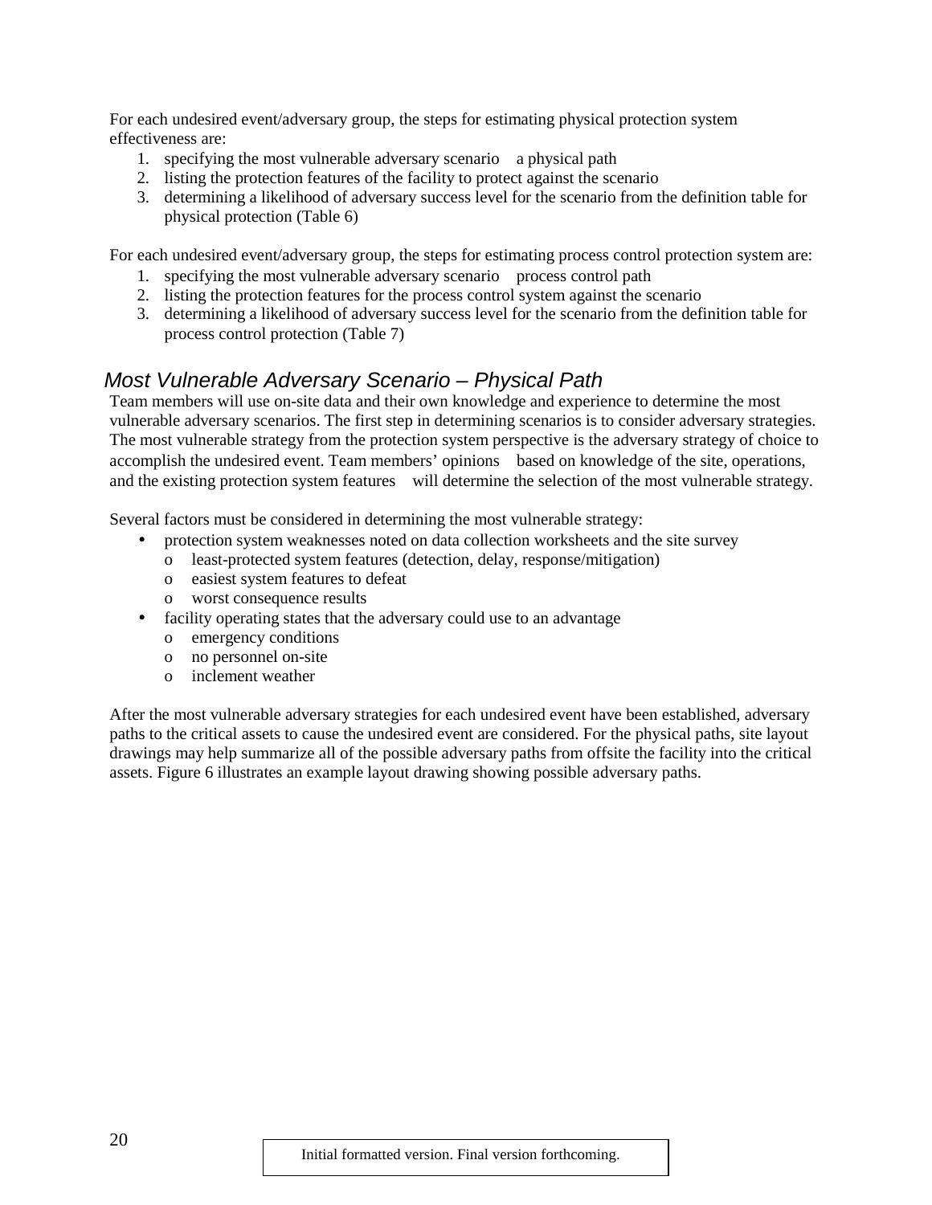For each undesired event/adversary group, the steps for estimating physical protection system effectiveness are:

1. specifying the most vulnerable adversary scenario    a physical path
2. listing the protection features of the facility to protect against the scenario
3. determining a likelihood of adversary success level for the scenario from the definition table for physical protection (Table 6)

For each undesired event/adversary group, the steps for estimating process control protection system are:

1. specifying the most vulnerable adversary scenario    process control path
2. listing the protection features for the process control system against the scenario
3. determining a likelihood of adversary success level for the scenario from the definition table for process control protection (Table 7)

## *Most Vulnerable Adversary Scenario – Physical Path*

Team members will use on-site data and their own knowledge and experience to determine the most vulnerable adversary scenarios. The first step in determining scenarios is to consider adversary strategies. The most vulnerable strategy from the protection system perspective is the adversary strategy of choice to accomplish the undesired event. Team members' opinions    based on knowledge of the site, operations, and the existing protection system features    will determine the selection of the most vulnerable strategy.

Several factors must be considered in determining the most vulnerable strategy:

- protection system weaknesses noted on data collection worksheets and the site survey
  - least-protected system features (detection, delay, response/mitigation)
  - easiest system features to defeat
  - worst consequence results
- facility operating states that the adversary could use to an advantage
  - emergency conditions
  - no personnel on-site
  - inclement weather

After the most vulnerable adversary strategies for each undesired event have been established, adversary paths to the critical assets to cause the undesired event are considered. For the physical paths, site layout drawings may help summarize all of the possible adversary paths from offsite the facility into the critical assets. Figure 6 illustrates an example layout drawing showing possible adversary paths.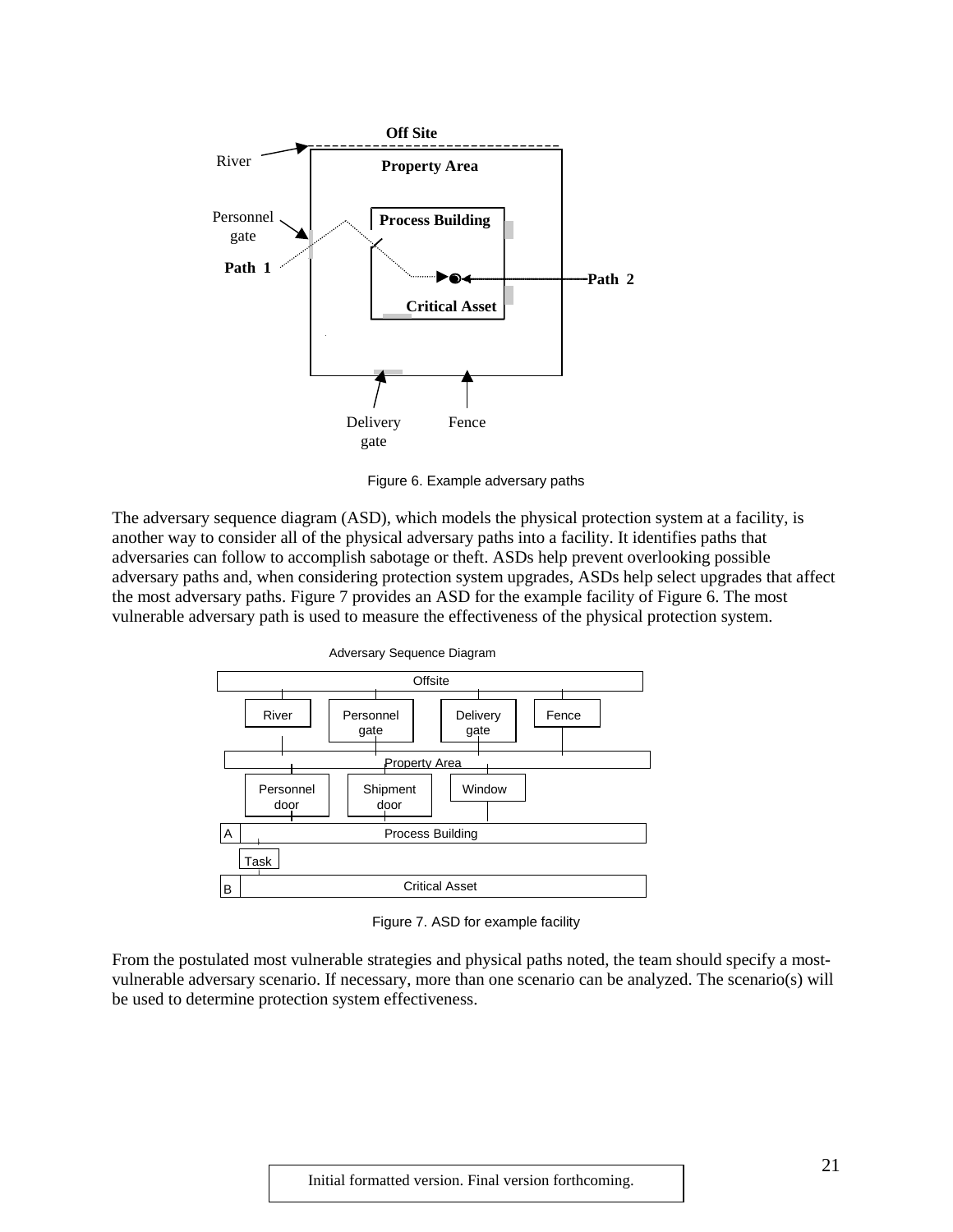Figure 6. Example adversary paths

The adversary sequence diagram (ASD), which models the physical protection system at a facility, is another way to consider all of the physical adversary paths into a facility. It identifies paths that adversaries can follow to accomplish sabotage or theft. ASDs help prevent overlooking possible adversary paths and, when considering protection system upgrades, ASDs help select upgrades that affect the most adversary paths. Figure 7 provides an ASD for the example facility of Figure 6. The most vulnerable adversary path is used to measure the effectiveness of the physical protection system.

Figure 7. ASD for example facility

From the postulated most vulnerable strategies and physical paths noted, the team should specify a most-vulnerable adversary scenario. If necessary, more than one scenario can be analyzed. The scenario(s) will be used to determine protection system effectiveness.

Initial formatted version. Final version forthcoming.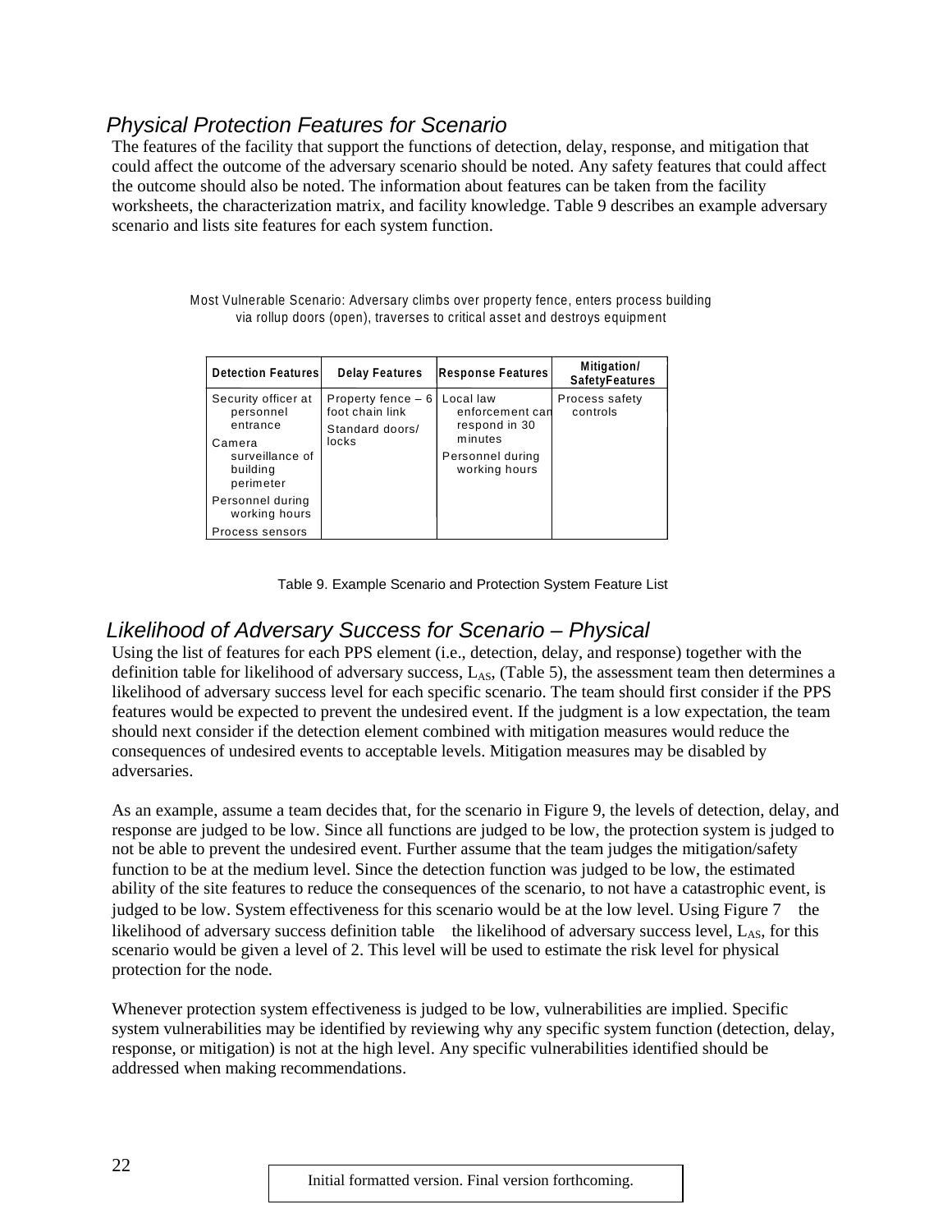## *Physical Protection Features for Scenario*

The features of the facility that support the functions of detection, delay, response, and mitigation that could affect the outcome of the adversary scenario should be noted. Any safety features that could affect the outcome should also be noted. The information about features can be taken from the facility worksheets, the characterization matrix, and facility knowledge. Table 9 describes an example adversary scenario and lists site features for each system function.

Most Vulnerable Scenario: Adversary climbs over property fence, enters process building via rollup doors (open), traverses to critical asset and destroys equipment

| Detection Features | Delay Features | Response Features | Mitigation/ SafetyFeatures |
|---|---|---|---|
| Security officer at personnel entrance<br>Camera surveillance of building perimeter<br>Personnel during working hours<br>Process sensors | Property fence – 6 foot chain link<br>Standard doors/ locks | Local law enforcement can respond in 30 minutes<br>Personnel during working hours | Process safety controls |

Table 9. Example Scenario and Protection System Feature List

## *Likelihood of Adversary Success for Scenario – Physical*

Using the list of features for each PPS element (i.e., detection, delay, and response) together with the definition table for likelihood of adversary success, $L_{AS}$, (Table 5), the assessment team then determines a likelihood of adversary success level for each specific scenario. The team should first consider if the PPS features would be expected to prevent the undesired event. If the judgment is a low expectation, the team should next consider if the detection element combined with mitigation measures would reduce the consequences of undesired events to acceptable levels. Mitigation measures may be disabled by adversaries.

As an example, assume a team decides that, for the scenario in Figure 9, the levels of detection, delay, and response are judged to be low. Since all functions are judged to be low, the protection system is judged to not be able to prevent the undesired event. Further assume that the team judges the mitigation/safety function to be at the medium level. Since the detection function was judged to be low, the estimated ability of the site features to reduce the consequences of the scenario, to not have a catastrophic event, is judged to be low. System effectiveness for this scenario would be at the low level. Using Figure 7 the likelihood of adversary success definition table the likelihood of adversary success level, $L_{AS}$, for this scenario would be given a level of 2. This level will be used to estimate the risk level for physical protection for the node.

Whenever protection system effectiveness is judged to be low, vulnerabilities are implied. Specific system vulnerabilities may be identified by reviewing why any specific system function (detection, delay, response, or mitigation) is not at the high level. Any specific vulnerabilities identified should be addressed when making recommendations.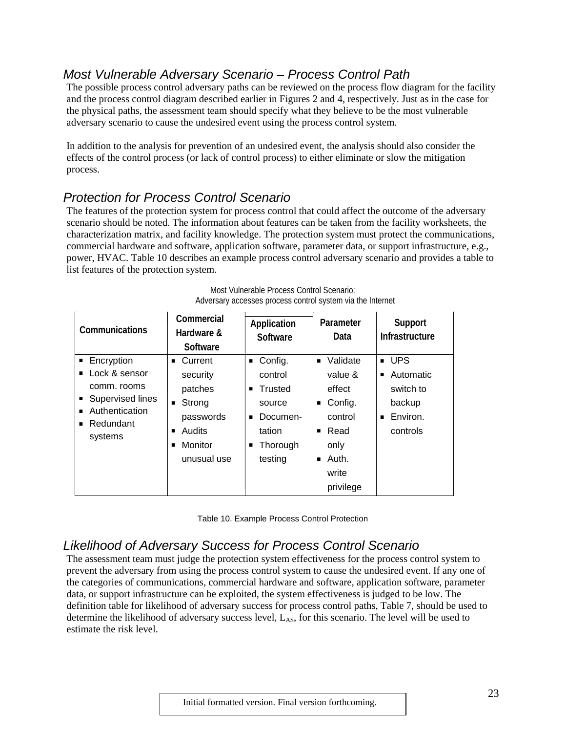## *Most Vulnerable Adversary Scenario – Process Control Path*

The possible process control adversary paths can be reviewed on the process flow diagram for the facility and the process control diagram described earlier in Figures 2 and 4, respectively. Just as in the case for the physical paths, the assessment team should specify what they believe to be the most vulnerable adversary scenario to cause the undesired event using the process control system.

In addition to the analysis for prevention of an undesired event, the analysis should also consider the effects of the control process (or lack of control process) to either eliminate or slow the mitigation process.

## *Protection for Process Control Scenario*

The features of the protection system for process control that could affect the outcome of the adversary scenario should be noted. The information about features can be taken from the facility worksheets, the characterization matrix, and facility knowledge. The protection system must protect the communications, commercial hardware and software, application software, parameter data, or support infrastructure, e.g., power, HVAC. Table 10 describes an example process control adversary scenario and provides a table to list features of the protection system.

Most Vulnerable Process Control Scenario:
Adversary accesses process control system via the Internet

| Communications | Commercial Hardware & Software | Application Software | Parameter Data | Support Infrastructure |
|---|---|---|---|---|
| ▪ Encryption<br>▪ Lock & sensor comm. rooms<br>▪ Supervised lines<br>▪ Authentication<br>▪ Redundant systems | ▪ Current security patches<br>▪ Strong passwords<br>▪ Audits<br>▪ Monitor unusual use | ▪ Config. control<br>▪ Trusted source<br>▪ Documentation<br>▪ Thorough testing | ▪ Validate value & effect<br>▪ Config. control<br>▪ Read only<br>▪ Auth. write privilege | ▪ UPS<br>▪ Automatic switch to backup<br>▪ Environ. controls |

Table 10. Example Process Control Protection

## *Likelihood of Adversary Success for Process Control Scenario*

The assessment team must judge the protection system effectiveness for the process control system to prevent the adversary from using the process control system to cause the undesired event. If any one of the categories of communications, commercial hardware and software, application software, parameter data, or support infrastructure can be exploited, the system effectiveness is judged to be low. The definition table for likelihood of adversary success for process control paths, Table 7, should be used to determine the likelihood of adversary success level, $L_{AS}$, for this scenario. The level will be used to estimate the risk level.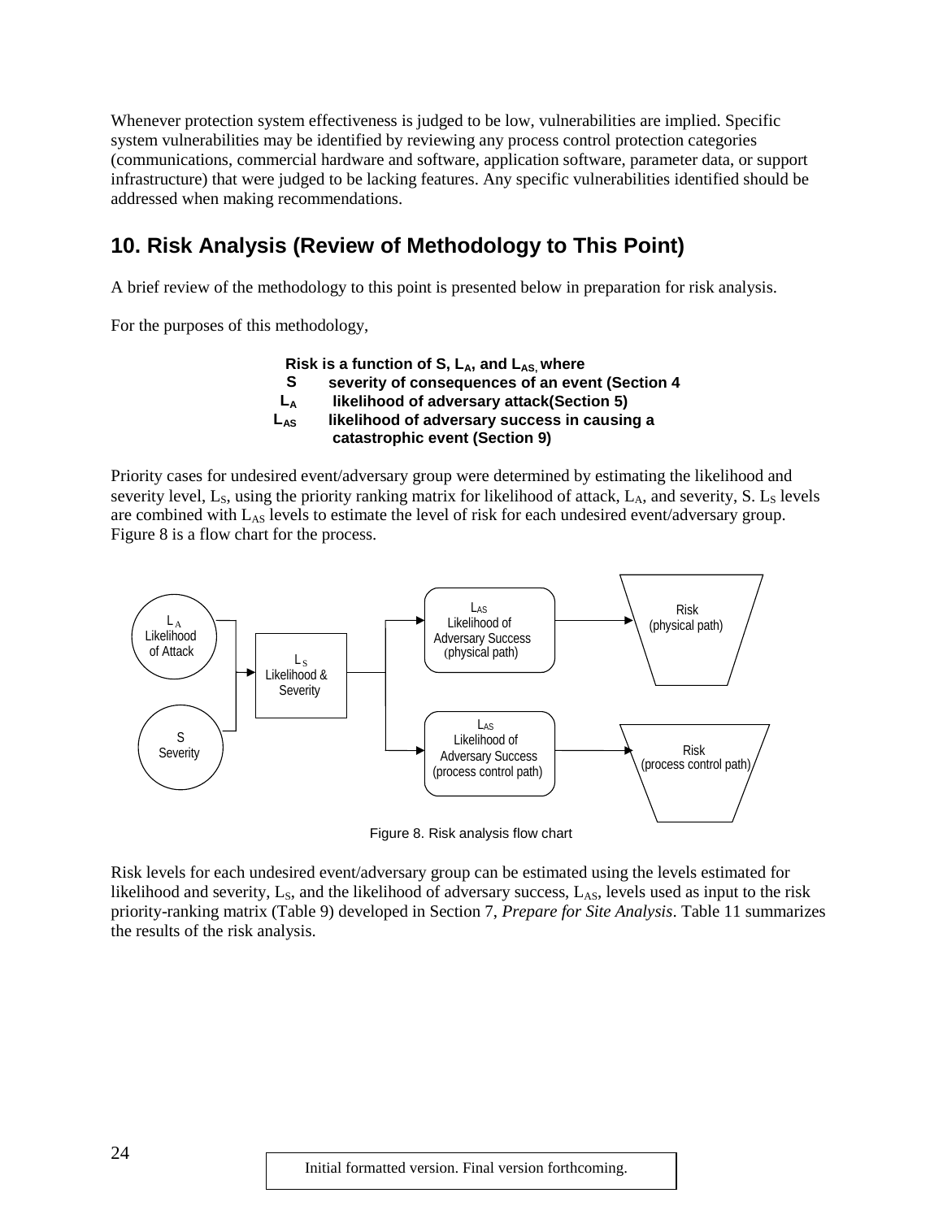Whenever protection system effectiveness is judged to be low, vulnerabilities are implied. Specific system vulnerabilities may be identified by reviewing any process control protection categories (communications, commercial hardware and software, application software, parameter data, or support infrastructure) that were judged to be lacking features. Any specific vulnerabilities identified should be addressed when making recommendations.

## 10. Risk Analysis (Review of Methodology to This Point)

A brief review of the methodology to this point is presented below in preparation for risk analysis.

For the purposes of this methodology,

**Risk is a function of S, $L_A$, and $L_{AS}$, where**

**S** **severity of consequences of an event (Section 4**

**$L_A$** **likelihood of adversary attack(Section 5)**

**$L_{AS}$** **likelihood of adversary success in causing a catastrophic event (Section 9)**

Priority cases for undesired event/adversary group were determined by estimating the likelihood and severity level, $L_S$, using the priority ranking matrix for likelihood of attack, $L_A$, and severity, S. $L_S$ levels are combined with $L_{AS}$ levels to estimate the level of risk for each undesired event/adversary group. Figure 8 is a flow chart for the process.

Figure 8. Risk analysis flow chart

Risk levels for each undesired event/adversary group can be estimated using the levels estimated for likelihood and severity, $L_S$, and the likelihood of adversary success, $L_{AS}$, levels used as input to the risk priority-ranking matrix (Table 9) developed in Section 7, *Prepare for Site Analysis*. Table 11 summarizes the results of the risk analysis.

Initial formatted version. Final version forthcoming.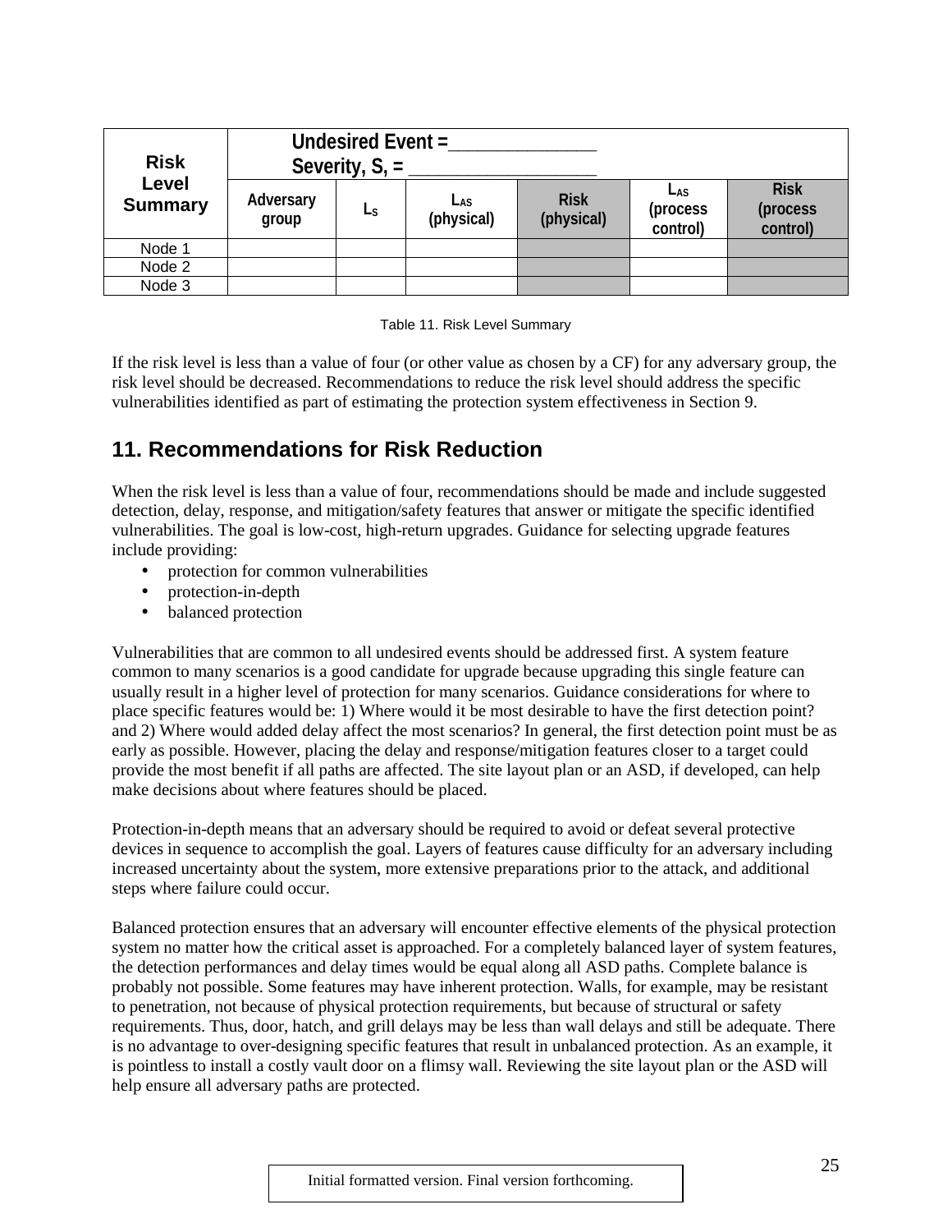| Risk Level Summary | Undesired Event =_______________ Severity, S, = ___________________ | | | | | |
|---|---|---|---|---|---|---|
| | Adversary group | $L_S$ | $L_{AS}$ (physical) | Risk (physical) | $L_{AS}$ (process control) | Risk (process control) |
| Node 1 | | | | | | |
| Node 2 | | | | | | |
| Node 3 | | | | | | |

Table 11. Risk Level Summary

If the risk level is less than a value of four (or other value as chosen by a CF) for any adversary group, the risk level should be decreased. Recommendations to reduce the risk level should address the specific vulnerabilities identified as part of estimating the protection system effectiveness in Section 9.

## 11. Recommendations for Risk Reduction

When the risk level is less than a value of four, recommendations should be made and include suggested detection, delay, response, and mitigation/safety features that answer or mitigate the specific identified vulnerabilities. The goal is low-cost, high-return upgrades. Guidance for selecting upgrade features include providing:

- protection for common vulnerabilities
- protection-in-depth
- balanced protection

Vulnerabilities that are common to all undesired events should be addressed first. A system feature common to many scenarios is a good candidate for upgrade because upgrading this single feature can usually result in a higher level of protection for many scenarios. Guidance considerations for where to place specific features would be: 1) Where would it be most desirable to have the first detection point? and 2) Where would added delay affect the most scenarios? In general, the first detection point must be as early as possible. However, placing the delay and response/mitigation features closer to a target could provide the most benefit if all paths are affected. The site layout plan or an ASD, if developed, can help make decisions about where features should be placed.

Protection-in-depth means that an adversary should be required to avoid or defeat several protective devices in sequence to accomplish the goal. Layers of features cause difficulty for an adversary including increased uncertainty about the system, more extensive preparations prior to the attack, and additional steps where failure could occur.

Balanced protection ensures that an adversary will encounter effective elements of the physical protection system no matter how the critical asset is approached. For a completely balanced layer of system features, the detection performances and delay times would be equal along all ASD paths. Complete balance is probably not possible. Some features may have inherent protection. Walls, for example, may be resistant to penetration, not because of physical protection requirements, but because of structural or safety requirements. Thus, door, hatch, and grill delays may be less than wall delays and still be adequate. There is no advantage to over-designing specific features that result in unbalanced protection. As an example, it is pointless to install a costly vault door on a flimsy wall. Reviewing the site layout plan or the ASD will help ensure all adversary paths are protected.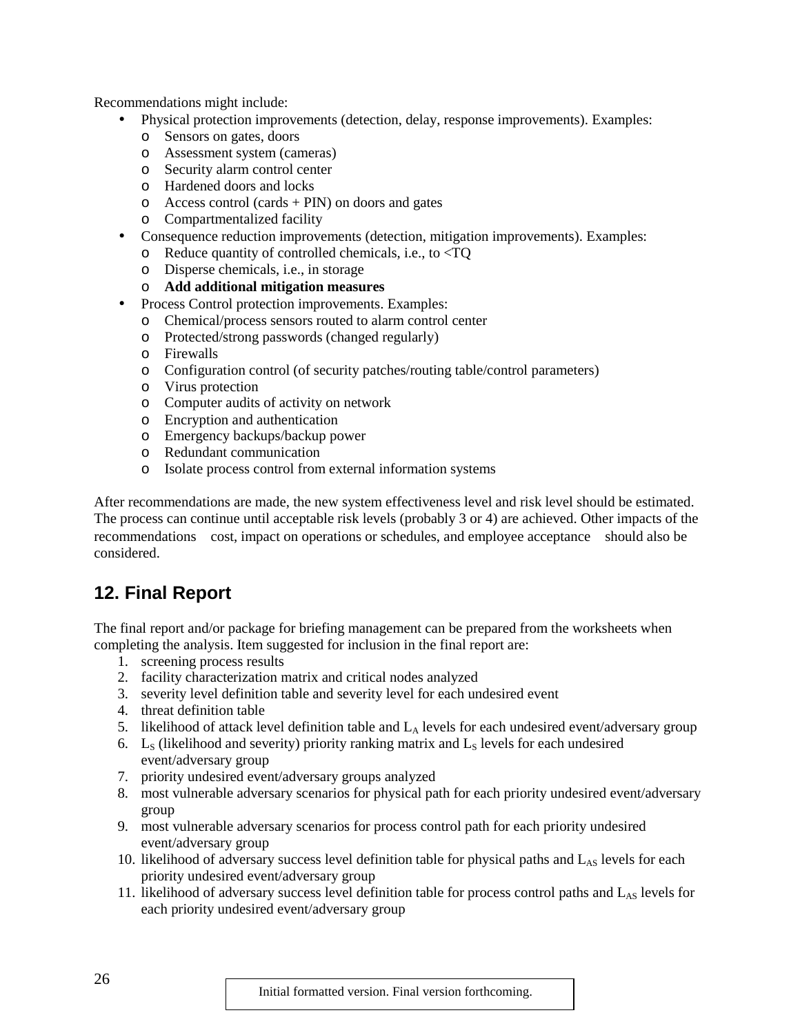Recommendations might include:

- Physical protection improvements (detection, delay, response improvements). Examples:
  - Sensors on gates, doors
  - Assessment system (cameras)
  - Security alarm control center
  - Hardened doors and locks
  - Access control (cards + PIN) on doors and gates
  - Compartmentalized facility
- Consequence reduction improvements (detection, mitigation improvements). Examples:
  - Reduce quantity of controlled chemicals, i.e., to <TQ
  - Disperse chemicals, i.e., in storage
  - **Add additional mitigation measures**
- Process Control protection improvements. Examples:
  - Chemical/process sensors routed to alarm control center
  - Protected/strong passwords (changed regularly)
  - Firewalls
  - Configuration control (of security patches/routing table/control parameters)
  - Virus protection
  - Computer audits of activity on network
  - Encryption and authentication
  - Emergency backups/backup power
  - Redundant communication
  - Isolate process control from external information systems

After recommendations are made, the new system effectiveness level and risk level should be estimated. The process can continue until acceptable risk levels (probably 3 or 4) are achieved. Other impacts of the recommendations cost, impact on operations or schedules, and employee acceptance should also be considered.

## 12. Final Report

The final report and/or package for briefing management can be prepared from the worksheets when completing the analysis. Item suggested for inclusion in the final report are:

1. screening process results
2. facility characterization matrix and critical nodes analyzed
3. severity level definition table and severity level for each undesired event
4. threat definition table
5. likelihood of attack level definition table and $L_A$ levels for each undesired event/adversary group
6. $L_S$ (likelihood and severity) priority ranking matrix and $L_S$ levels for each undesired event/adversary group
7. priority undesired event/adversary groups analyzed
8. most vulnerable adversary scenarios for physical path for each priority undesired event/adversary group
9. most vulnerable adversary scenarios for process control path for each priority undesired event/adversary group
10. likelihood of adversary success level definition table for physical paths and $L_{AS}$ levels for each priority undesired event/adversary group
11. likelihood of adversary success level definition table for process control paths and $L_{AS}$ levels for each priority undesired event/adversary group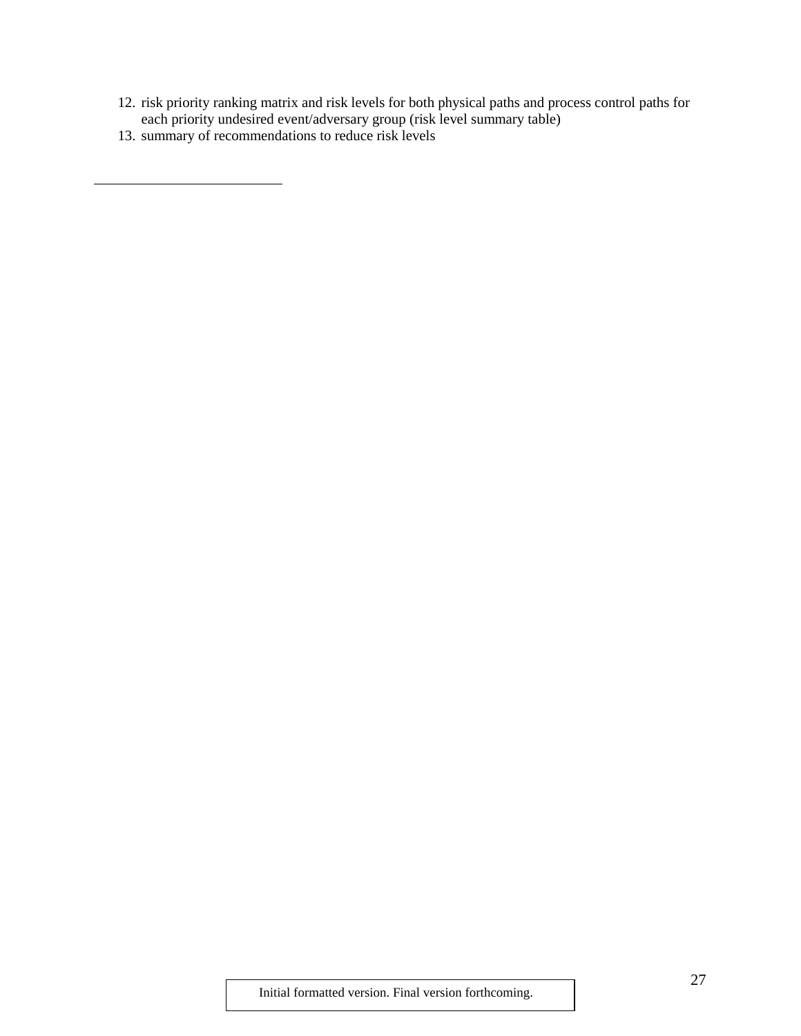12. risk priority ranking matrix and risk levels for both physical paths and process control paths for each priority undesired event/adversary group (risk level summary table)
13. summary of recommendations to reduce risk levels

Initial formatted version. Final version forthcoming.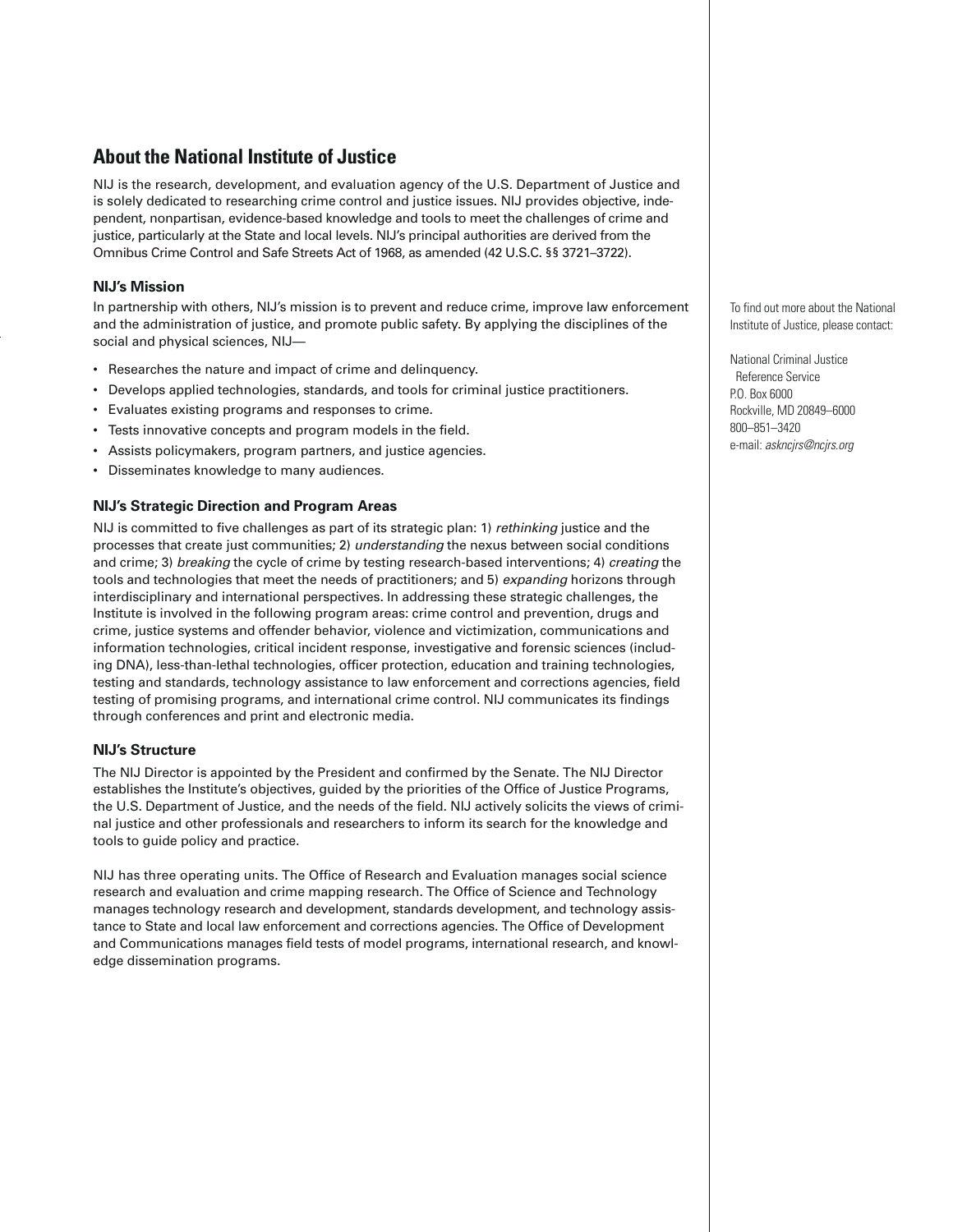## About the National Institute of Justice

NIJ is the research, development, and evaluation agency of the U.S. Department of Justice and is solely dedicated to researching crime control and justice issues. NIJ provides objective, independent, nonpartisan, evidence-based knowledge and tools to meet the challenges of crime and justice, particularly at the State and local levels. NIJ's principal authorities are derived from the Omnibus Crime Control and Safe Streets Act of 1968, as amended (42 U.S.C. §§ 3721–3722).

### NIJ's Mission

In partnership with others, NIJ's mission is to prevent and reduce crime, improve law enforcement and the administration of justice, and promote public safety. By applying the disciplines of the social and physical sciences, NIJ—

- Researches the nature and impact of crime and delinquency.
- Develops applied technologies, standards, and tools for criminal justice practitioners.
- Evaluates existing programs and responses to crime.
- Tests innovative concepts and program models in the field.
- Assists policymakers, program partners, and justice agencies.
- Disseminates knowledge to many audiences.

### NIJ's Strategic Direction and Program Areas

NIJ is committed to five challenges as part of its strategic plan: 1) *rethinking* justice and the processes that create just communities; 2) *understanding* the nexus between social conditions and crime; 3) *breaking* the cycle of crime by testing research-based interventions; 4) *creating* the tools and technologies that meet the needs of practitioners; and 5) *expanding* horizons through interdisciplinary and international perspectives. In addressing these strategic challenges, the Institute is involved in the following program areas: crime control and prevention, drugs and crime, justice systems and offender behavior, violence and victimization, communications and information technologies, critical incident response, investigative and forensic sciences (including DNA), less-than-lethal technologies, officer protection, education and training technologies, testing and standards, technology assistance to law enforcement and corrections agencies, field testing of promising programs, and international crime control. NIJ communicates its findings through conferences and print and electronic media.

### NIJ's Structure

The NIJ Director is appointed by the President and confirmed by the Senate. The NIJ Director establishes the Institute's objectives, guided by the priorities of the Office of Justice Programs, the U.S. Department of Justice, and the needs of the field. NIJ actively solicits the views of criminal justice and other professionals and researchers to inform its search for the knowledge and tools to guide policy and practice.

NIJ has three operating units. The Office of Research and Evaluation manages social science research and evaluation and crime mapping research. The Office of Science and Technology manages technology research and development, standards development, and technology assistance to State and local law enforcement and corrections agencies. The Office of Development and Communications manages field tests of model programs, international research, and knowledge dissemination programs.

To find out more about the National Institute of Justice, please contact:

National Criminal Justice Reference Service
P.O. Box 6000
Rockville, MD 20849–6000
800–851–3420
e-mail: *askncjrs@ncjrs.org*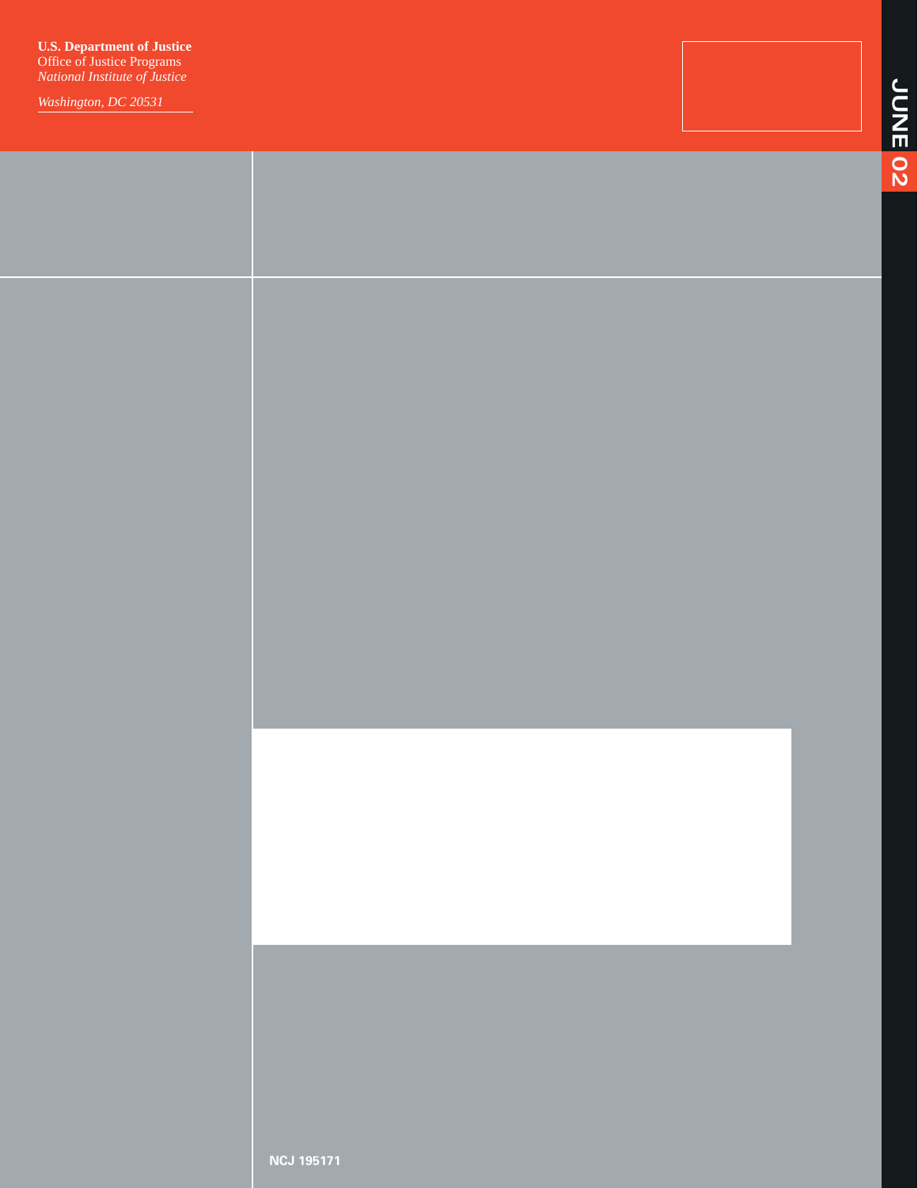**U.S. Department of Justice**
Office of Justice Programs
*National Institute of Justice*

*Washington, DC 20531*

JUNE 02

NCJ 195171